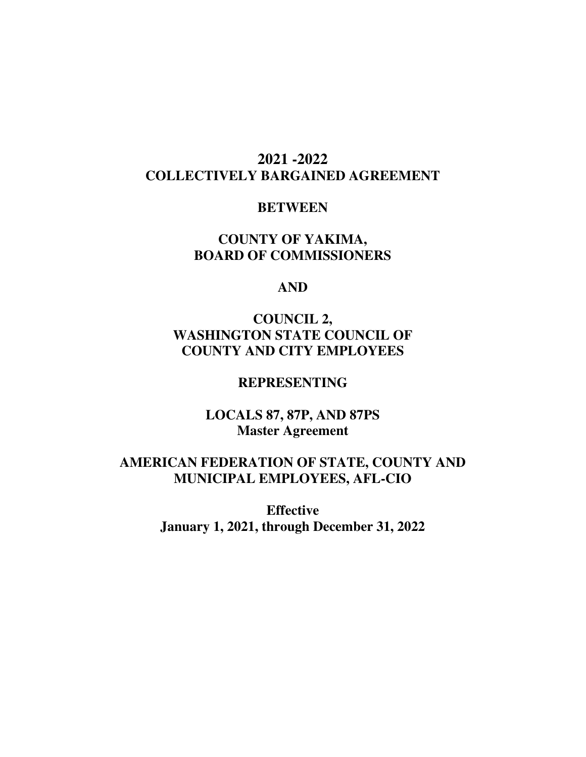# 2021 -2022
# COLLECTIVELY BARGAINED AGREEMENT

**BETWEEN**

**COUNTY OF YAKIMA,**
**BOARD OF COMMISSIONERS**

**AND**

**COUNCIL 2,**
**WASHINGTON STATE COUNCIL OF**
**COUNTY AND CITY EMPLOYEES**

**REPRESENTING**

**LOCALS 87, 87P, AND 87PS**
**Master Agreement**

**AMERICAN FEDERATION OF STATE, COUNTY AND**
**MUNICIPAL EMPLOYEES, AFL-CIO**

**Effective**
**January 1, 2021, through December 31, 2022**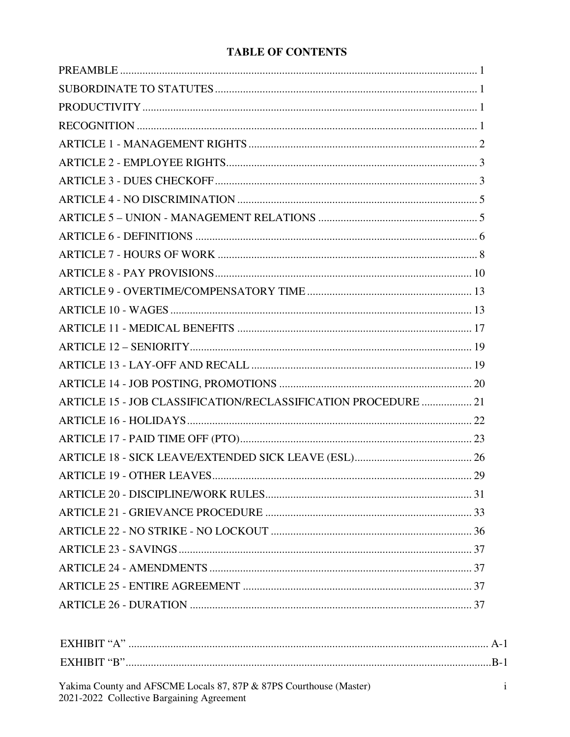# TABLE OF CONTENTS

| | |
|---|---|
| PREAMBLE | 1 |
| SUBORDINATE TO STATUTES | 1 |
| PRODUCTIVITY | 1 |
| RECOGNITION | 1 |
| ARTICLE 1 - MANAGEMENT RIGHTS | 2 |
| ARTICLE 2 - EMPLOYEE RIGHTS | 3 |
| ARTICLE 3 - DUES CHECKOFF | 3 |
| ARTICLE 4 - NO DISCRIMINATION | 5 |
| ARTICLE 5 – UNION - MANAGEMENT RELATIONS | 5 |
| ARTICLE 6 - DEFINITIONS | 6 |
| ARTICLE 7 - HOURS OF WORK | 8 |
| ARTICLE 8 - PAY PROVISIONS | 10 |
| ARTICLE 9 - OVERTIME/COMPENSATORY TIME | 13 |
| ARTICLE 10 - WAGES | 13 |
| ARTICLE 11 - MEDICAL BENEFITS | 17 |
| ARTICLE 12 – SENIORITY | 19 |
| ARTICLE 13 - LAY-OFF AND RECALL | 19 |
| ARTICLE 14 - JOB POSTING, PROMOTIONS | 20 |
| ARTICLE 15 - JOB CLASSIFICATION/RECLASSIFICATION PROCEDURE | 21 |
| ARTICLE 16 - HOLIDAYS | 22 |
| ARTICLE 17 - PAID TIME OFF (PTO) | 23 |
| ARTICLE 18 - SICK LEAVE/EXTENDED SICK LEAVE (ESL) | 26 |
| ARTICLE 19 - OTHER LEAVES | 29 |
| ARTICLE 20 - DISCIPLINE/WORK RULES | 31 |
| ARTICLE 21 - GRIEVANCE PROCEDURE | 33 |
| ARTICLE 22 - NO STRIKE - NO LOCKOUT | 36 |
| ARTICLE 23 - SAVINGS | 37 |
| ARTICLE 24 - AMENDMENTS | 37 |
| ARTICLE 25 - ENTIRE AGREEMENT | 37 |
| ARTICLE 26 - DURATION | 37 |
| | |
| EXHIBIT "A" | A-1 |
| EXHIBIT "B" | B-1 |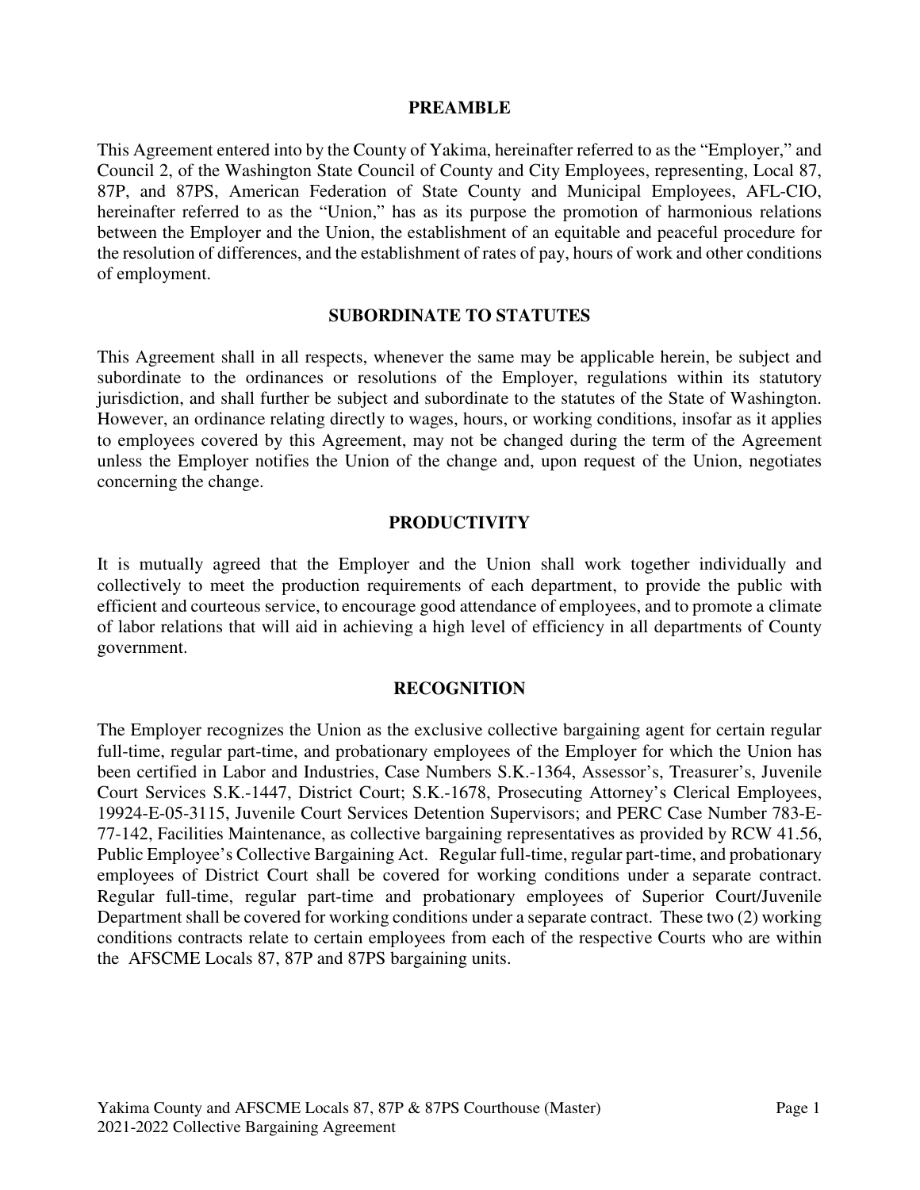## PREAMBLE

This Agreement entered into by the County of Yakima, hereinafter referred to as the "Employer," and Council 2, of the Washington State Council of County and City Employees, representing, Local 87, 87P, and 87PS, American Federation of State County and Municipal Employees, AFL-CIO, hereinafter referred to as the "Union," has as its purpose the promotion of harmonious relations between the Employer and the Union, the establishment of an equitable and peaceful procedure for the resolution of differences, and the establishment of rates of pay, hours of work and other conditions of employment.

## SUBORDINATE TO STATUTES

This Agreement shall in all respects, whenever the same may be applicable herein, be subject and subordinate to the ordinances or resolutions of the Employer, regulations within its statutory jurisdiction, and shall further be subject and subordinate to the statutes of the State of Washington. However, an ordinance relating directly to wages, hours, or working conditions, insofar as it applies to employees covered by this Agreement, may not be changed during the term of the Agreement unless the Employer notifies the Union of the change and, upon request of the Union, negotiates concerning the change.

## PRODUCTIVITY

It is mutually agreed that the Employer and the Union shall work together individually and collectively to meet the production requirements of each department, to provide the public with efficient and courteous service, to encourage good attendance of employees, and to promote a climate of labor relations that will aid in achieving a high level of efficiency in all departments of County government.

## RECOGNITION

The Employer recognizes the Union as the exclusive collective bargaining agent for certain regular full-time, regular part-time, and probationary employees of the Employer for which the Union has been certified in Labor and Industries, Case Numbers S.K.-1364, Assessor's, Treasurer's, Juvenile Court Services S.K.-1447, District Court; S.K.-1678, Prosecuting Attorney's Clerical Employees, 19924-E-05-3115, Juvenile Court Services Detention Supervisors; and PERC Case Number 783-E-77-142, Facilities Maintenance, as collective bargaining representatives as provided by RCW 41.56, Public Employee's Collective Bargaining Act. Regular full-time, regular part-time, and probationary employees of District Court shall be covered for working conditions under a separate contract. Regular full-time, regular part-time and probationary employees of Superior Court/Juvenile Department shall be covered for working conditions under a separate contract. These two (2) working conditions contracts relate to certain employees from each of the respective Courts who are within the AFSCME Locals 87, 87P and 87PS bargaining units.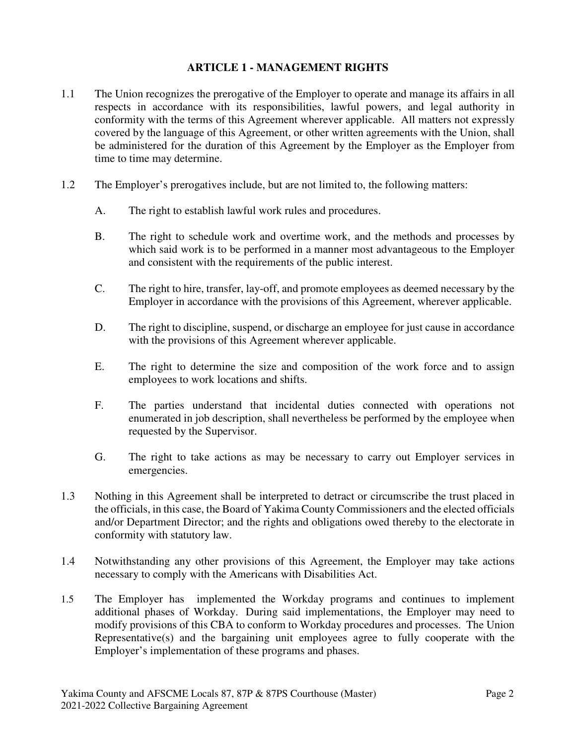## ARTICLE 1 - MANAGEMENT RIGHTS

1.1 The Union recognizes the prerogative of the Employer to operate and manage its affairs in all respects in accordance with its responsibilities, lawful powers, and legal authority in conformity with the terms of this Agreement wherever applicable. All matters not expressly covered by the language of this Agreement, or other written agreements with the Union, shall be administered for the duration of this Agreement by the Employer as the Employer from time to time may determine.

1.2 The Employer's prerogatives include, but are not limited to, the following matters:

A. The right to establish lawful work rules and procedures.

B. The right to schedule work and overtime work, and the methods and processes by which said work is to be performed in a manner most advantageous to the Employer and consistent with the requirements of the public interest.

C. The right to hire, transfer, lay-off, and promote employees as deemed necessary by the Employer in accordance with the provisions of this Agreement, wherever applicable.

D. The right to discipline, suspend, or discharge an employee for just cause in accordance with the provisions of this Agreement wherever applicable.

E. The right to determine the size and composition of the work force and to assign employees to work locations and shifts.

F. The parties understand that incidental duties connected with operations not enumerated in job description, shall nevertheless be performed by the employee when requested by the Supervisor.

G. The right to take actions as may be necessary to carry out Employer services in emergencies.

1.3 Nothing in this Agreement shall be interpreted to detract or circumscribe the trust placed in the officials, in this case, the Board of Yakima County Commissioners and the elected officials and/or Department Director; and the rights and obligations owed thereby to the electorate in conformity with statutory law.

1.4 Notwithstanding any other provisions of this Agreement, the Employer may take actions necessary to comply with the Americans with Disabilities Act.

1.5 The Employer has implemented the Workday programs and continues to implement additional phases of Workday. During said implementations, the Employer may need to modify provisions of this CBA to conform to Workday procedures and processes. The Union Representative(s) and the bargaining unit employees agree to fully cooperate with the Employer's implementation of these programs and phases.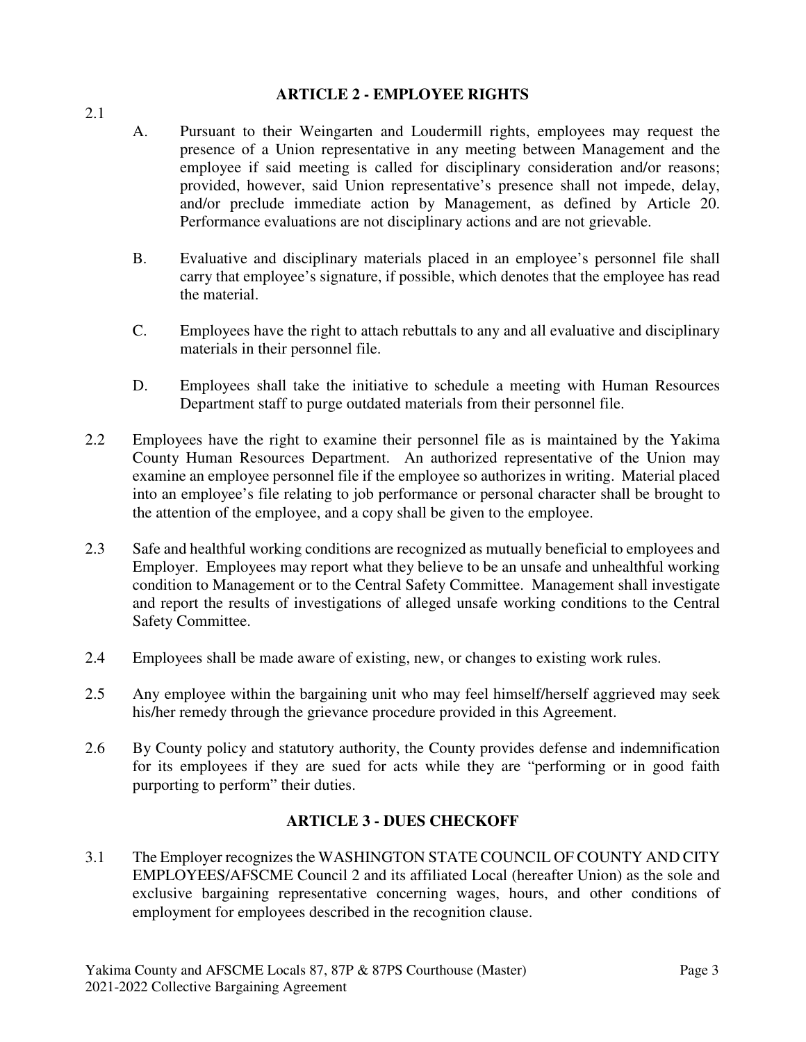## ARTICLE 2 - EMPLOYEE RIGHTS

2.1

A. Pursuant to their Weingarten and Loudermill rights, employees may request the presence of a Union representative in any meeting between Management and the employee if said meeting is called for disciplinary consideration and/or reasons; provided, however, said Union representative's presence shall not impede, delay, and/or preclude immediate action by Management, as defined by Article 20. Performance evaluations are not disciplinary actions and are not grievable.

B. Evaluative and disciplinary materials placed in an employee's personnel file shall carry that employee's signature, if possible, which denotes that the employee has read the material.

C. Employees have the right to attach rebuttals to any and all evaluative and disciplinary materials in their personnel file.

D. Employees shall take the initiative to schedule a meeting with Human Resources Department staff to purge outdated materials from their personnel file.

2.2 Employees have the right to examine their personnel file as is maintained by the Yakima County Human Resources Department. An authorized representative of the Union may examine an employee personnel file if the employee so authorizes in writing. Material placed into an employee's file relating to job performance or personal character shall be brought to the attention of the employee, and a copy shall be given to the employee.

2.3 Safe and healthful working conditions are recognized as mutually beneficial to employees and Employer. Employees may report what they believe to be an unsafe and unhealthful working condition to Management or to the Central Safety Committee. Management shall investigate and report the results of investigations of alleged unsafe working conditions to the Central Safety Committee.

2.4 Employees shall be made aware of existing, new, or changes to existing work rules.

2.5 Any employee within the bargaining unit who may feel himself/herself aggrieved may seek his/her remedy through the grievance procedure provided in this Agreement.

2.6 By County policy and statutory authority, the County provides defense and indemnification for its employees if they are sued for acts while they are "performing or in good faith purporting to perform" their duties.

## ARTICLE 3 - DUES CHECKOFF

3.1 The Employer recognizes the WASHINGTON STATE COUNCIL OF COUNTY AND CITY EMPLOYEES/AFSCME Council 2 and its affiliated Local (hereafter Union) as the sole and exclusive bargaining representative concerning wages, hours, and other conditions of employment for employees described in the recognition clause.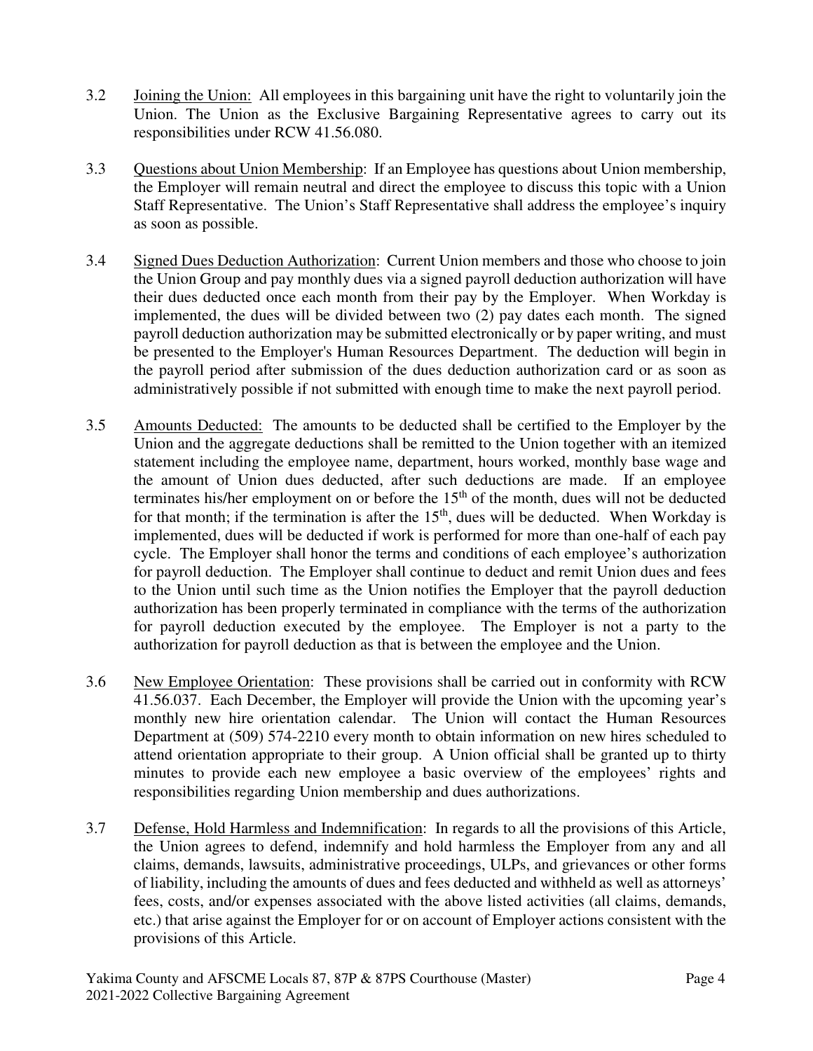3.2 Joining the Union: All employees in this bargaining unit have the right to voluntarily join the Union. The Union as the Exclusive Bargaining Representative agrees to carry out its responsibilities under RCW 41.56.080.

3.3 Questions about Union Membership: If an Employee has questions about Union membership, the Employer will remain neutral and direct the employee to discuss this topic with a Union Staff Representative. The Union's Staff Representative shall address the employee's inquiry as soon as possible.

3.4 Signed Dues Deduction Authorization: Current Union members and those who choose to join the Union Group and pay monthly dues via a signed payroll deduction authorization will have their dues deducted once each month from their pay by the Employer. When Workday is implemented, the dues will be divided between two (2) pay dates each month. The signed payroll deduction authorization may be submitted electronically or by paper writing, and must be presented to the Employer's Human Resources Department. The deduction will begin in the payroll period after submission of the dues deduction authorization card or as soon as administratively possible if not submitted with enough time to make the next payroll period.

3.5 Amounts Deducted: The amounts to be deducted shall be certified to the Employer by the Union and the aggregate deductions shall be remitted to the Union together with an itemized statement including the employee name, department, hours worked, monthly base wage and the amount of Union dues deducted, after such deductions are made. If an employee terminates his/her employment on or before the 15th of the month, dues will not be deducted for that month; if the termination is after the 15th, dues will be deducted. When Workday is implemented, dues will be deducted if work is performed for more than one-half of each pay cycle. The Employer shall honor the terms and conditions of each employee's authorization for payroll deduction. The Employer shall continue to deduct and remit Union dues and fees to the Union until such time as the Union notifies the Employer that the payroll deduction authorization has been properly terminated in compliance with the terms of the authorization for payroll deduction executed by the employee. The Employer is not a party to the authorization for payroll deduction as that is between the employee and the Union.

3.6 New Employee Orientation: These provisions shall be carried out in conformity with RCW 41.56.037. Each December, the Employer will provide the Union with the upcoming year's monthly new hire orientation calendar. The Union will contact the Human Resources Department at (509) 574-2210 every month to obtain information on new hires scheduled to attend orientation appropriate to their group. A Union official shall be granted up to thirty minutes to provide each new employee a basic overview of the employees' rights and responsibilities regarding Union membership and dues authorizations.

3.7 Defense, Hold Harmless and Indemnification: In regards to all the provisions of this Article, the Union agrees to defend, indemnify and hold harmless the Employer from any and all claims, demands, lawsuits, administrative proceedings, ULPs, and grievances or other forms of liability, including the amounts of dues and fees deducted and withheld as well as attorneys' fees, costs, and/or expenses associated with the above listed activities (all claims, demands, etc.) that arise against the Employer for or on account of Employer actions consistent with the provisions of this Article.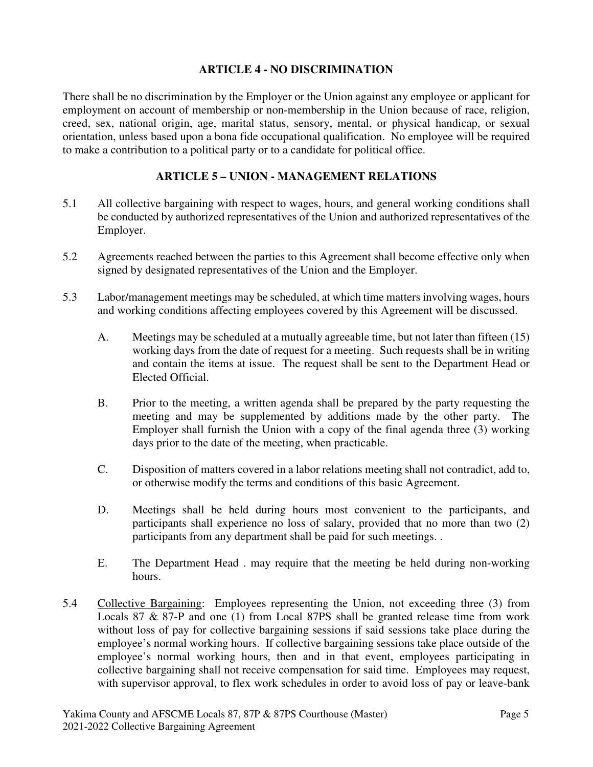## ARTICLE 4 - NO DISCRIMINATION

There shall be no discrimination by the Employer or the Union against any employee or applicant for employment on account of membership or non-membership in the Union because of race, religion, creed, sex, national origin, age, marital status, sensory, mental, or physical handicap, or sexual orientation, unless based upon a bona fide occupational qualification. No employee will be required to make a contribution to a political party or to a candidate for political office.

## ARTICLE 5 – UNION - MANAGEMENT RELATIONS

5.1 All collective bargaining with respect to wages, hours, and general working conditions shall be conducted by authorized representatives of the Union and authorized representatives of the Employer.

5.2 Agreements reached between the parties to this Agreement shall become effective only when signed by designated representatives of the Union and the Employer.

5.3 Labor/management meetings may be scheduled, at which time matters involving wages, hours and working conditions affecting employees covered by this Agreement will be discussed.

A. Meetings may be scheduled at a mutually agreeable time, but not later than fifteen (15) working days from the date of request for a meeting. Such requests shall be in writing and contain the items at issue. The request shall be sent to the Department Head or Elected Official.

B. Prior to the meeting, a written agenda shall be prepared by the party requesting the meeting and may be supplemented by additions made by the other party. The Employer shall furnish the Union with a copy of the final agenda three (3) working days prior to the date of the meeting, when practicable.

C. Disposition of matters covered in a labor relations meeting shall not contradict, add to, or otherwise modify the terms and conditions of this basic Agreement.

D. Meetings shall be held during hours most convenient to the participants, and participants shall experience no loss of salary, provided that no more than two (2) participants from any department shall be paid for such meetings. .

E. The Department Head . may require that the meeting be held during non-working hours.

5.4 <u>Collective Bargaining</u>: Employees representing the Union, not exceeding three (3) from Locals 87 & 87-P and one (1) from Local 87PS shall be granted release time from work without loss of pay for collective bargaining sessions if said sessions take place during the employee's normal working hours. If collective bargaining sessions take place outside of the employee's normal working hours, then and in that event, employees participating in collective bargaining shall not receive compensation for said time. Employees may request, with supervisor approval, to flex work schedules in order to avoid loss of pay or leave-bank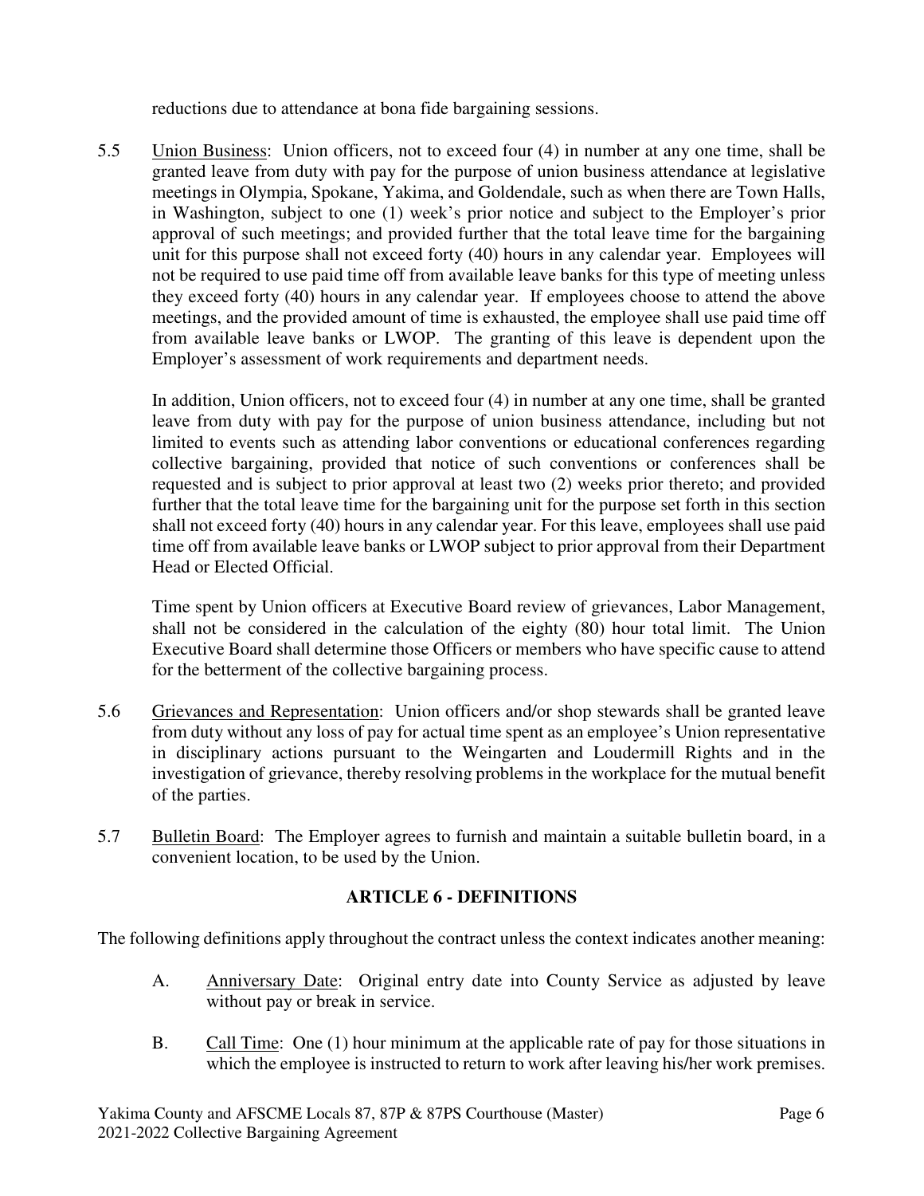reductions due to attendance at bona fide bargaining sessions.

5.5 Union Business: Union officers, not to exceed four (4) in number at any one time, shall be granted leave from duty with pay for the purpose of union business attendance at legislative meetings in Olympia, Spokane, Yakima, and Goldendale, such as when there are Town Halls, in Washington, subject to one (1) week's prior notice and subject to the Employer's prior approval of such meetings; and provided further that the total leave time for the bargaining unit for this purpose shall not exceed forty (40) hours in any calendar year. Employees will not be required to use paid time off from available leave banks for this type of meeting unless they exceed forty (40) hours in any calendar year. If employees choose to attend the above meetings, and the provided amount of time is exhausted, the employee shall use paid time off from available leave banks or LWOP. The granting of this leave is dependent upon the Employer's assessment of work requirements and department needs.

In addition, Union officers, not to exceed four (4) in number at any one time, shall be granted leave from duty with pay for the purpose of union business attendance, including but not limited to events such as attending labor conventions or educational conferences regarding collective bargaining, provided that notice of such conventions or conferences shall be requested and is subject to prior approval at least two (2) weeks prior thereto; and provided further that the total leave time for the bargaining unit for the purpose set forth in this section shall not exceed forty (40) hours in any calendar year. For this leave, employees shall use paid time off from available leave banks or LWOP subject to prior approval from their Department Head or Elected Official.

Time spent by Union officers at Executive Board review of grievances, Labor Management, shall not be considered in the calculation of the eighty (80) hour total limit. The Union Executive Board shall determine those Officers or members who have specific cause to attend for the betterment of the collective bargaining process.

5.6 Grievances and Representation: Union officers and/or shop stewards shall be granted leave from duty without any loss of pay for actual time spent as an employee's Union representative in disciplinary actions pursuant to the Weingarten and Loudermill Rights and in the investigation of grievance, thereby resolving problems in the workplace for the mutual benefit of the parties.

5.7 Bulletin Board: The Employer agrees to furnish and maintain a suitable bulletin board, in a convenient location, to be used by the Union.

## ARTICLE 6 - DEFINITIONS

The following definitions apply throughout the contract unless the context indicates another meaning:

A. Anniversary Date: Original entry date into County Service as adjusted by leave without pay or break in service.

B. Call Time: One (1) hour minimum at the applicable rate of pay for those situations in which the employee is instructed to return to work after leaving his/her work premises.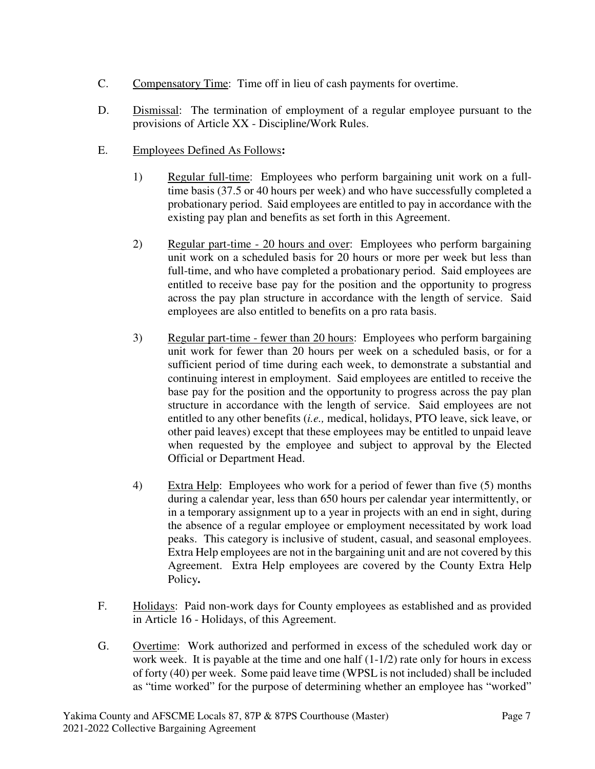C. Compensatory Time: Time off in lieu of cash payments for overtime.

D. Dismissal: The termination of employment of a regular employee pursuant to the provisions of Article XX - Discipline/Work Rules.

E. Employees Defined As Follows**:**

1) Regular full-time: Employees who perform bargaining unit work on a full-time basis (37.5 or 40 hours per week) and who have successfully completed a probationary period. Said employees are entitled to pay in accordance with the existing pay plan and benefits as set forth in this Agreement.

2) Regular part-time - 20 hours and over: Employees who perform bargaining unit work on a scheduled basis for 20 hours or more per week but less than full-time, and who have completed a probationary period. Said employees are entitled to receive base pay for the position and the opportunity to progress across the pay plan structure in accordance with the length of service. Said employees are also entitled to benefits on a pro rata basis.

3) Regular part-time - fewer than 20 hours: Employees who perform bargaining unit work for fewer than 20 hours per week on a scheduled basis, or for a sufficient period of time during each week, to demonstrate a substantial and continuing interest in employment. Said employees are entitled to receive the base pay for the position and the opportunity to progress across the pay plan structure in accordance with the length of service. Said employees are not entitled to any other benefits (*i.e.,* medical, holidays, PTO leave, sick leave, or other paid leaves) except that these employees may be entitled to unpaid leave when requested by the employee and subject to approval by the Elected Official or Department Head.

4) Extra Help: Employees who work for a period of fewer than five (5) months during a calendar year, less than 650 hours per calendar year intermittently, or in a temporary assignment up to a year in projects with an end in sight, during the absence of a regular employee or employment necessitated by work load peaks. This category is inclusive of student, casual, and seasonal employees. Extra Help employees are not in the bargaining unit and are not covered by this Agreement. Extra Help employees are covered by the County Extra Help Policy**.**

F. Holidays: Paid non-work days for County employees as established and as provided in Article 16 - Holidays, of this Agreement.

G. Overtime: Work authorized and performed in excess of the scheduled work day or work week. It is payable at the time and one half (1-1/2) rate only for hours in excess of forty (40) per week. Some paid leave time (WPSL is not included) shall be included as "time worked" for the purpose of determining whether an employee has "worked"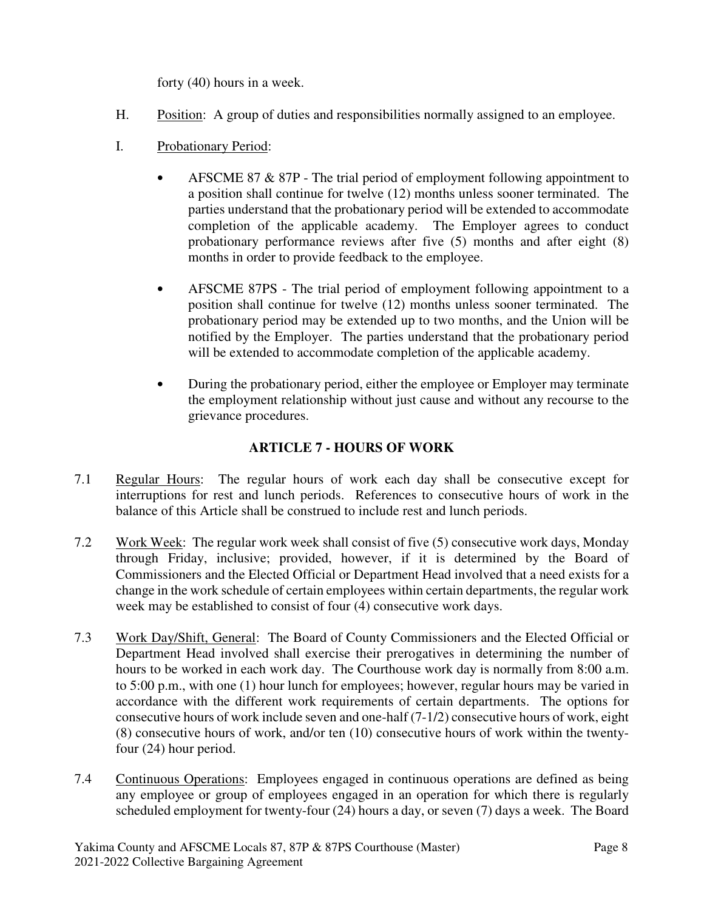forty (40) hours in a week.

H. Position: A group of duties and responsibilities normally assigned to an employee.

I. Probationary Period:

- AFSCME 87 & 87P - The trial period of employment following appointment to a position shall continue for twelve (12) months unless sooner terminated. The parties understand that the probationary period will be extended to accommodate completion of the applicable academy. The Employer agrees to conduct probationary performance reviews after five (5) months and after eight (8) months in order to provide feedback to the employee.

- AFSCME 87PS - The trial period of employment following appointment to a position shall continue for twelve (12) months unless sooner terminated. The probationary period may be extended up to two months, and the Union will be notified by the Employer. The parties understand that the probationary period will be extended to accommodate completion of the applicable academy.

- During the probationary period, either the employee or Employer may terminate the employment relationship without just cause and without any recourse to the grievance procedures.

## ARTICLE 7 - HOURS OF WORK

7.1 Regular Hours: The regular hours of work each day shall be consecutive except for interruptions for rest and lunch periods. References to consecutive hours of work in the balance of this Article shall be construed to include rest and lunch periods.

7.2 Work Week: The regular work week shall consist of five (5) consecutive work days, Monday through Friday, inclusive; provided, however, if it is determined by the Board of Commissioners and the Elected Official or Department Head involved that a need exists for a change in the work schedule of certain employees within certain departments, the regular work week may be established to consist of four (4) consecutive work days.

7.3 Work Day/Shift, General: The Board of County Commissioners and the Elected Official or Department Head involved shall exercise their prerogatives in determining the number of hours to be worked in each work day. The Courthouse work day is normally from 8:00 a.m. to 5:00 p.m., with one (1) hour lunch for employees; however, regular hours may be varied in accordance with the different work requirements of certain departments. The options for consecutive hours of work include seven and one-half (7-1/2) consecutive hours of work, eight (8) consecutive hours of work, and/or ten (10) consecutive hours of work within the twenty-four (24) hour period.

7.4 Continuous Operations: Employees engaged in continuous operations are defined as being any employee or group of employees engaged in an operation for which there is regularly scheduled employment for twenty-four (24) hours a day, or seven (7) days a week. The Board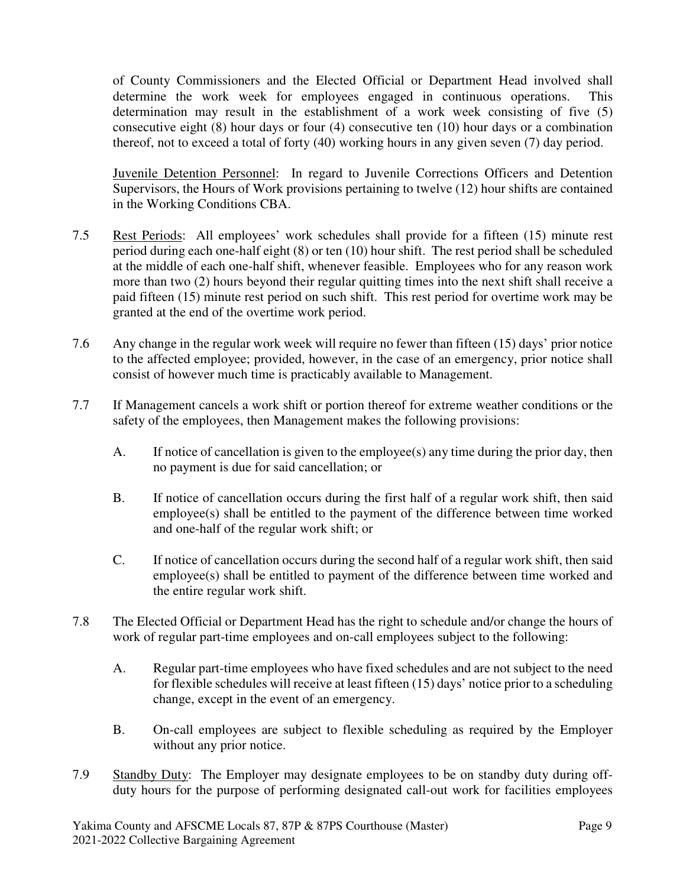of County Commissioners and the Elected Official or Department Head involved shall determine the work week for employees engaged in continuous operations. This determination may result in the establishment of a work week consisting of five (5) consecutive eight (8) hour days or four (4) consecutive ten (10) hour days or a combination thereof, not to exceed a total of forty (40) working hours in any given seven (7) day period.

Juvenile Detention Personnel: In regard to Juvenile Corrections Officers and Detention Supervisors, the Hours of Work provisions pertaining to twelve (12) hour shifts are contained in the Working Conditions CBA.

7.5 Rest Periods: All employees' work schedules shall provide for a fifteen (15) minute rest period during each one-half eight (8) or ten (10) hour shift. The rest period shall be scheduled at the middle of each one-half shift, whenever feasible. Employees who for any reason work more than two (2) hours beyond their regular quitting times into the next shift shall receive a paid fifteen (15) minute rest period on such shift. This rest period for overtime work may be granted at the end of the overtime work period.

7.6 Any change in the regular work week will require no fewer than fifteen (15) days' prior notice to the affected employee; provided, however, in the case of an emergency, prior notice shall consist of however much time is practicably available to Management.

7.7 If Management cancels a work shift or portion thereof for extreme weather conditions or the safety of the employees, then Management makes the following provisions:

A. If notice of cancellation is given to the employee(s) any time during the prior day, then no payment is due for said cancellation; or

B. If notice of cancellation occurs during the first half of a regular work shift, then said employee(s) shall be entitled to the payment of the difference between time worked and one-half of the regular work shift; or

C. If notice of cancellation occurs during the second half of a regular work shift, then said employee(s) shall be entitled to payment of the difference between time worked and the entire regular work shift.

7.8 The Elected Official or Department Head has the right to schedule and/or change the hours of work of regular part-time employees and on-call employees subject to the following:

A. Regular part-time employees who have fixed schedules and are not subject to the need for flexible schedules will receive at least fifteen (15) days' notice prior to a scheduling change, except in the event of an emergency.

B. On-call employees are subject to flexible scheduling as required by the Employer without any prior notice.

7.9 Standby Duty: The Employer may designate employees to be on standby duty during off-duty hours for the purpose of performing designated call-out work for facilities employees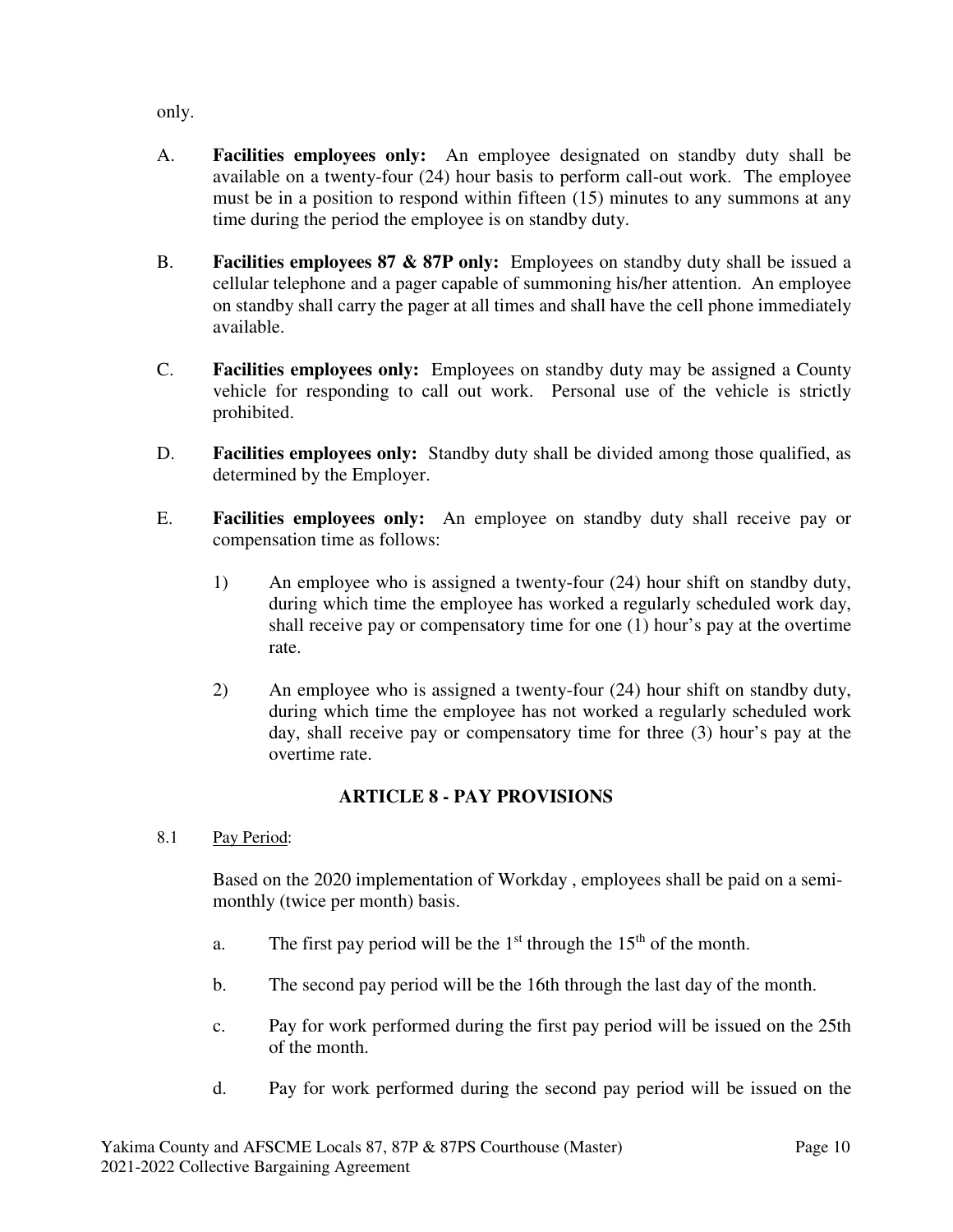only.

A. **Facilities employees only:** An employee designated on standby duty shall be available on a twenty-four (24) hour basis to perform call-out work. The employee must be in a position to respond within fifteen (15) minutes to any summons at any time during the period the employee is on standby duty.

B. **Facilities employees 87 & 87P only:** Employees on standby duty shall be issued a cellular telephone and a pager capable of summoning his/her attention. An employee on standby shall carry the pager at all times and shall have the cell phone immediately available.

C. **Facilities employees only:** Employees on standby duty may be assigned a County vehicle for responding to call out work. Personal use of the vehicle is strictly prohibited.

D. **Facilities employees only:** Standby duty shall be divided among those qualified, as determined by the Employer.

E. **Facilities employees only:** An employee on standby duty shall receive pay or compensation time as follows:

1) An employee who is assigned a twenty-four (24) hour shift on standby duty, during which time the employee has worked a regularly scheduled work day, shall receive pay or compensatory time for one (1) hour's pay at the overtime rate.

2) An employee who is assigned a twenty-four (24) hour shift on standby duty, during which time the employee has not worked a regularly scheduled work day, shall receive pay or compensatory time for three (3) hour's pay at the overtime rate.

## ARTICLE 8 - PAY PROVISIONS

8.1 Pay Period:

Based on the 2020 implementation of Workday , employees shall be paid on a semi-monthly (twice per month) basis.

a. The first pay period will be the 1st through the 15th of the month.

b. The second pay period will be the 16th through the last day of the month.

c. Pay for work performed during the first pay period will be issued on the 25th of the month.

d. Pay for work performed during the second pay period will be issued on the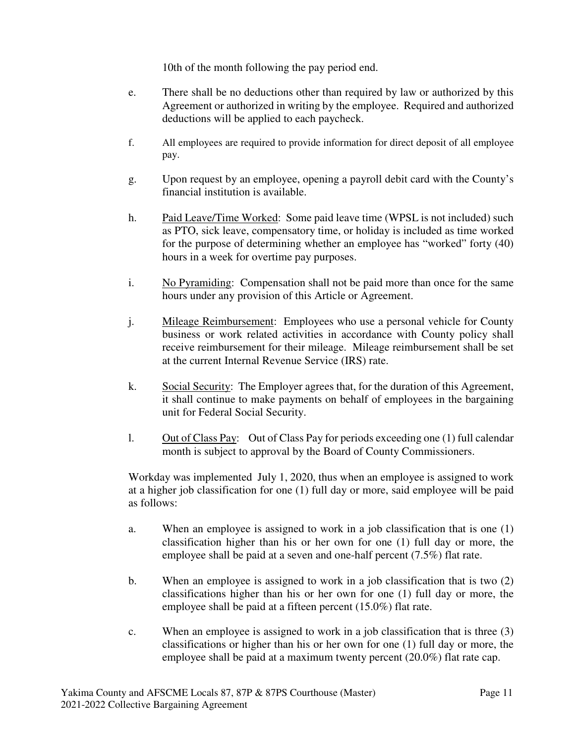10th of the month following the pay period end.

e. There shall be no deductions other than required by law or authorized by this Agreement or authorized in writing by the employee. Required and authorized deductions will be applied to each paycheck.

f. All employees are required to provide information for direct deposit of all employee pay.

g. Upon request by an employee, opening a payroll debit card with the County's financial institution is available.

h. <u>Paid Leave/Time Worked</u>: Some paid leave time (WPSL is not included) such as PTO, sick leave, compensatory time, or holiday is included as time worked for the purpose of determining whether an employee has "worked" forty (40) hours in a week for overtime pay purposes.

i. <u>No Pyramiding</u>: Compensation shall not be paid more than once for the same hours under any provision of this Article or Agreement.

j. <u>Mileage Reimbursement</u>: Employees who use a personal vehicle for County business or work related activities in accordance with County policy shall receive reimbursement for their mileage. Mileage reimbursement shall be set at the current Internal Revenue Service (IRS) rate.

k. <u>Social Security</u>: The Employer agrees that, for the duration of this Agreement, it shall continue to make payments on behalf of employees in the bargaining unit for Federal Social Security.

l. <u>Out of Class Pay</u>: Out of Class Pay for periods exceeding one (1) full calendar month is subject to approval by the Board of County Commissioners.

Workday was implemented July 1, 2020, thus when an employee is assigned to work at a higher job classification for one (1) full day or more, said employee will be paid as follows:

a. When an employee is assigned to work in a job classification that is one (1) classification higher than his or her own for one (1) full day or more, the employee shall be paid at a seven and one-half percent (7.5%) flat rate.

b. When an employee is assigned to work in a job classification that is two (2) classifications higher than his or her own for one (1) full day or more, the employee shall be paid at a fifteen percent (15.0%) flat rate.

c. When an employee is assigned to work in a job classification that is three (3) classifications or higher than his or her own for one (1) full day or more, the employee shall be paid at a maximum twenty percent (20.0%) flat rate cap.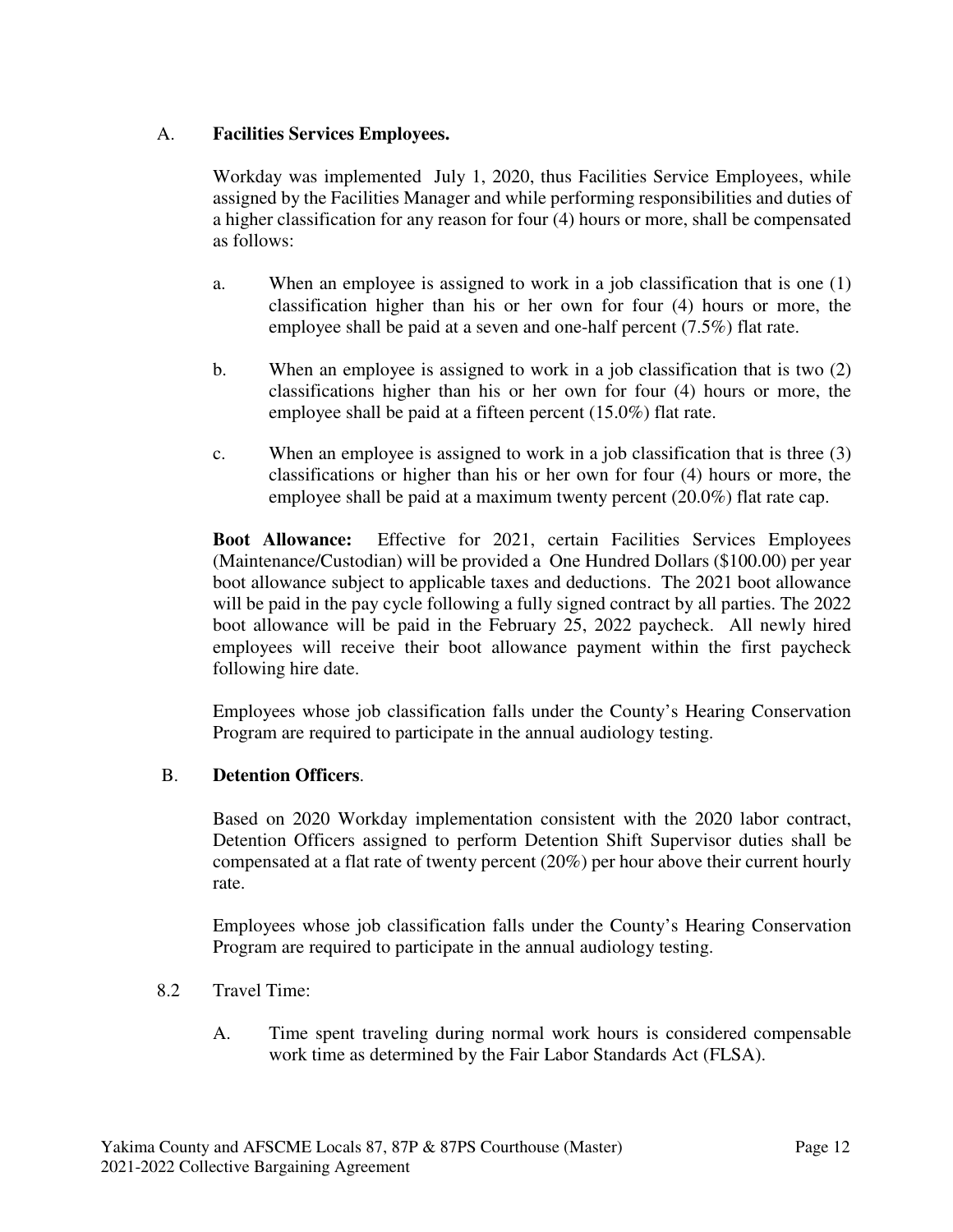A. **Facilities Services Employees.**

Workday was implemented July 1, 2020, thus Facilities Service Employees, while assigned by the Facilities Manager and while performing responsibilities and duties of a higher classification for any reason for four (4) hours or more, shall be compensated as follows:

a. When an employee is assigned to work in a job classification that is one (1) classification higher than his or her own for four (4) hours or more, the employee shall be paid at a seven and one-half percent (7.5%) flat rate.

b. When an employee is assigned to work in a job classification that is two (2) classifications higher than his or her own for four (4) hours or more, the employee shall be paid at a fifteen percent (15.0%) flat rate.

c. When an employee is assigned to work in a job classification that is three (3) classifications or higher than his or her own for four (4) hours or more, the employee shall be paid at a maximum twenty percent (20.0%) flat rate cap.

**Boot Allowance:** Effective for 2021, certain Facilities Services Employees (Maintenance/Custodian) will be provided a One Hundred Dollars ($100.00) per year boot allowance subject to applicable taxes and deductions. The 2021 boot allowance will be paid in the pay cycle following a fully signed contract by all parties. The 2022 boot allowance will be paid in the February 25, 2022 paycheck. All newly hired employees will receive their boot allowance payment within the first paycheck following hire date.

Employees whose job classification falls under the County's Hearing Conservation Program are required to participate in the annual audiology testing.

B. **Detention Officers**.

Based on 2020 Workday implementation consistent with the 2020 labor contract, Detention Officers assigned to perform Detention Shift Supervisor duties shall be compensated at a flat rate of twenty percent (20%) per hour above their current hourly rate.

Employees whose job classification falls under the County's Hearing Conservation Program are required to participate in the annual audiology testing.

8.2 Travel Time:

A. Time spent traveling during normal work hours is considered compensable work time as determined by the Fair Labor Standards Act (FLSA).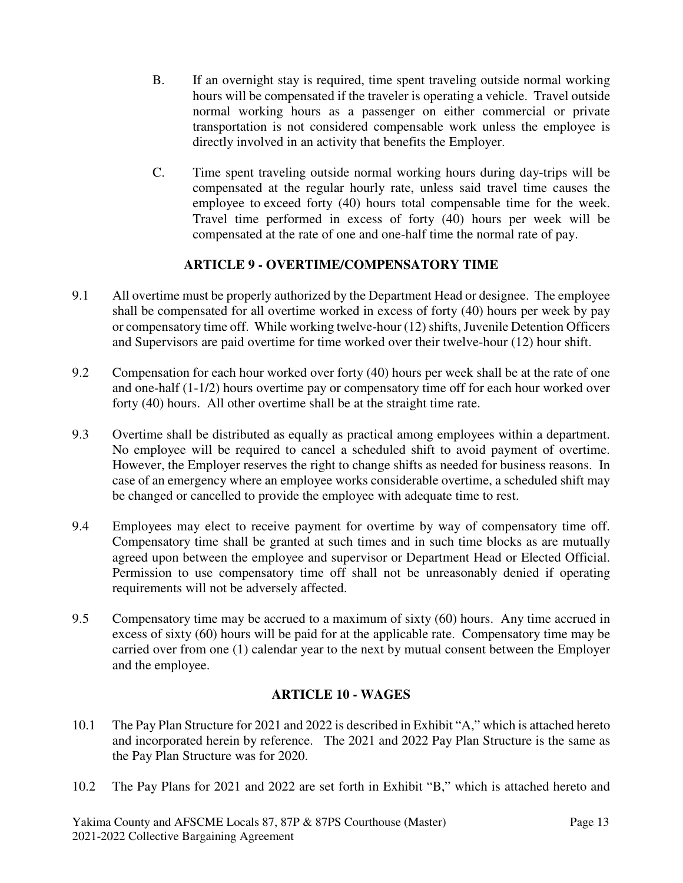B. If an overnight stay is required, time spent traveling outside normal working hours will be compensated if the traveler is operating a vehicle. Travel outside normal working hours as a passenger on either commercial or private transportation is not considered compensable work unless the employee is directly involved in an activity that benefits the Employer.

C. Time spent traveling outside normal working hours during day-trips will be compensated at the regular hourly rate, unless said travel time causes the employee to exceed forty (40) hours total compensable time for the week. Travel time performed in excess of forty (40) hours per week will be compensated at the rate of one and one-half time the normal rate of pay.

## ARTICLE 9 - OVERTIME/COMPENSATORY TIME

9.1 All overtime must be properly authorized by the Department Head or designee. The employee shall be compensated for all overtime worked in excess of forty (40) hours per week by pay or compensatory time off. While working twelve-hour (12) shifts, Juvenile Detention Officers and Supervisors are paid overtime for time worked over their twelve-hour (12) hour shift.

9.2 Compensation for each hour worked over forty (40) hours per week shall be at the rate of one and one-half (1-1/2) hours overtime pay or compensatory time off for each hour worked over forty (40) hours. All other overtime shall be at the straight time rate.

9.3 Overtime shall be distributed as equally as practical among employees within a department. No employee will be required to cancel a scheduled shift to avoid payment of overtime. However, the Employer reserves the right to change shifts as needed for business reasons. In case of an emergency where an employee works considerable overtime, a scheduled shift may be changed or cancelled to provide the employee with adequate time to rest.

9.4 Employees may elect to receive payment for overtime by way of compensatory time off. Compensatory time shall be granted at such times and in such time blocks as are mutually agreed upon between the employee and supervisor or Department Head or Elected Official. Permission to use compensatory time off shall not be unreasonably denied if operating requirements will not be adversely affected.

9.5 Compensatory time may be accrued to a maximum of sixty (60) hours. Any time accrued in excess of sixty (60) hours will be paid for at the applicable rate. Compensatory time may be carried over from one (1) calendar year to the next by mutual consent between the Employer and the employee.

## ARTICLE 10 - WAGES

10.1 The Pay Plan Structure for 2021 and 2022 is described in Exhibit "A," which is attached hereto and incorporated herein by reference. The 2021 and 2022 Pay Plan Structure is the same as the Pay Plan Structure was for 2020.

10.2 The Pay Plans for 2021 and 2022 are set forth in Exhibit "B," which is attached hereto and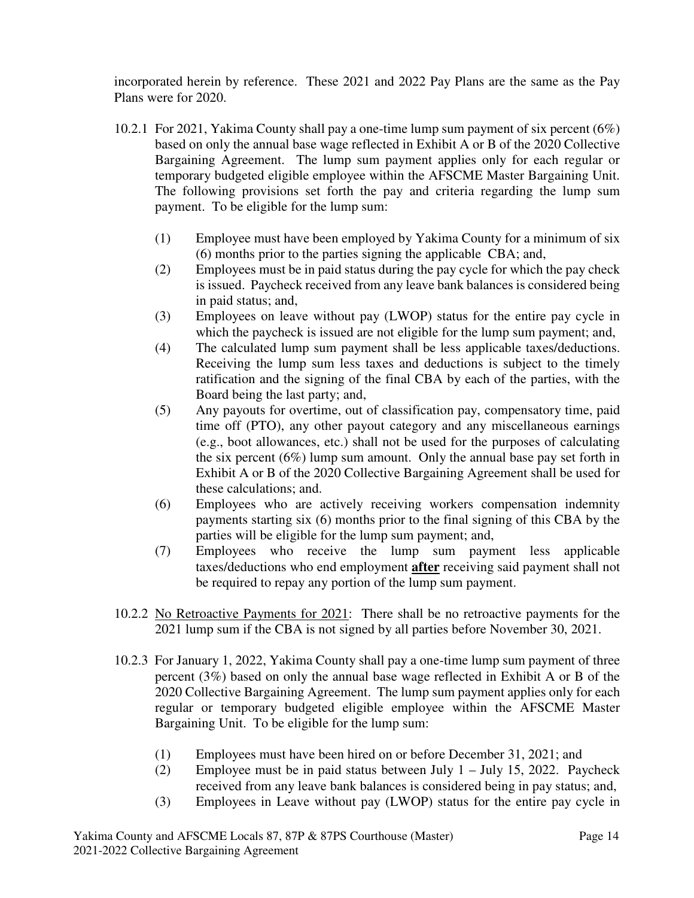incorporated herein by reference. These 2021 and 2022 Pay Plans are the same as the Pay Plans were for 2020.

10.2.1 For 2021, Yakima County shall pay a one-time lump sum payment of six percent (6%) based on only the annual base wage reflected in Exhibit A or B of the 2020 Collective Bargaining Agreement. The lump sum payment applies only for each regular or temporary budgeted eligible employee within the AFSCME Master Bargaining Unit. The following provisions set forth the pay and criteria regarding the lump sum payment. To be eligible for the lump sum:

(1) Employee must have been employed by Yakima County for a minimum of six (6) months prior to the parties signing the applicable CBA; and,

(2) Employees must be in paid status during the pay cycle for which the pay check is issued. Paycheck received from any leave bank balances is considered being in paid status; and,

(3) Employees on leave without pay (LWOP) status for the entire pay cycle in which the paycheck is issued are not eligible for the lump sum payment; and,

(4) The calculated lump sum payment shall be less applicable taxes/deductions. Receiving the lump sum less taxes and deductions is subject to the timely ratification and the signing of the final CBA by each of the parties, with the Board being the last party; and,

(5) Any payouts for overtime, out of classification pay, compensatory time, paid time off (PTO), any other payout category and any miscellaneous earnings (e.g., boot allowances, etc.) shall not be used for the purposes of calculating the six percent (6%) lump sum amount. Only the annual base pay set forth in Exhibit A or B of the 2020 Collective Bargaining Agreement shall be used for these calculations; and.

(6) Employees who are actively receiving workers compensation indemnity payments starting six (6) months prior to the final signing of this CBA by the parties will be eligible for the lump sum payment; and,

(7) Employees who receive the lump sum payment less applicable taxes/deductions who end employment **after** receiving said payment shall not be required to repay any portion of the lump sum payment.

10.2.2 No Retroactive Payments for 2021: There shall be no retroactive payments for the 2021 lump sum if the CBA is not signed by all parties before November 30, 2021.

10.2.3 For January 1, 2022, Yakima County shall pay a one-time lump sum payment of three percent (3%) based on only the annual base wage reflected in Exhibit A or B of the 2020 Collective Bargaining Agreement. The lump sum payment applies only for each regular or temporary budgeted eligible employee within the AFSCME Master Bargaining Unit. To be eligible for the lump sum:

(1) Employees must have been hired on or before December 31, 2021; and

(2) Employee must be in paid status between July 1 – July 15, 2022. Paycheck received from any leave bank balances is considered being in pay status; and,

(3) Employees in Leave without pay (LWOP) status for the entire pay cycle in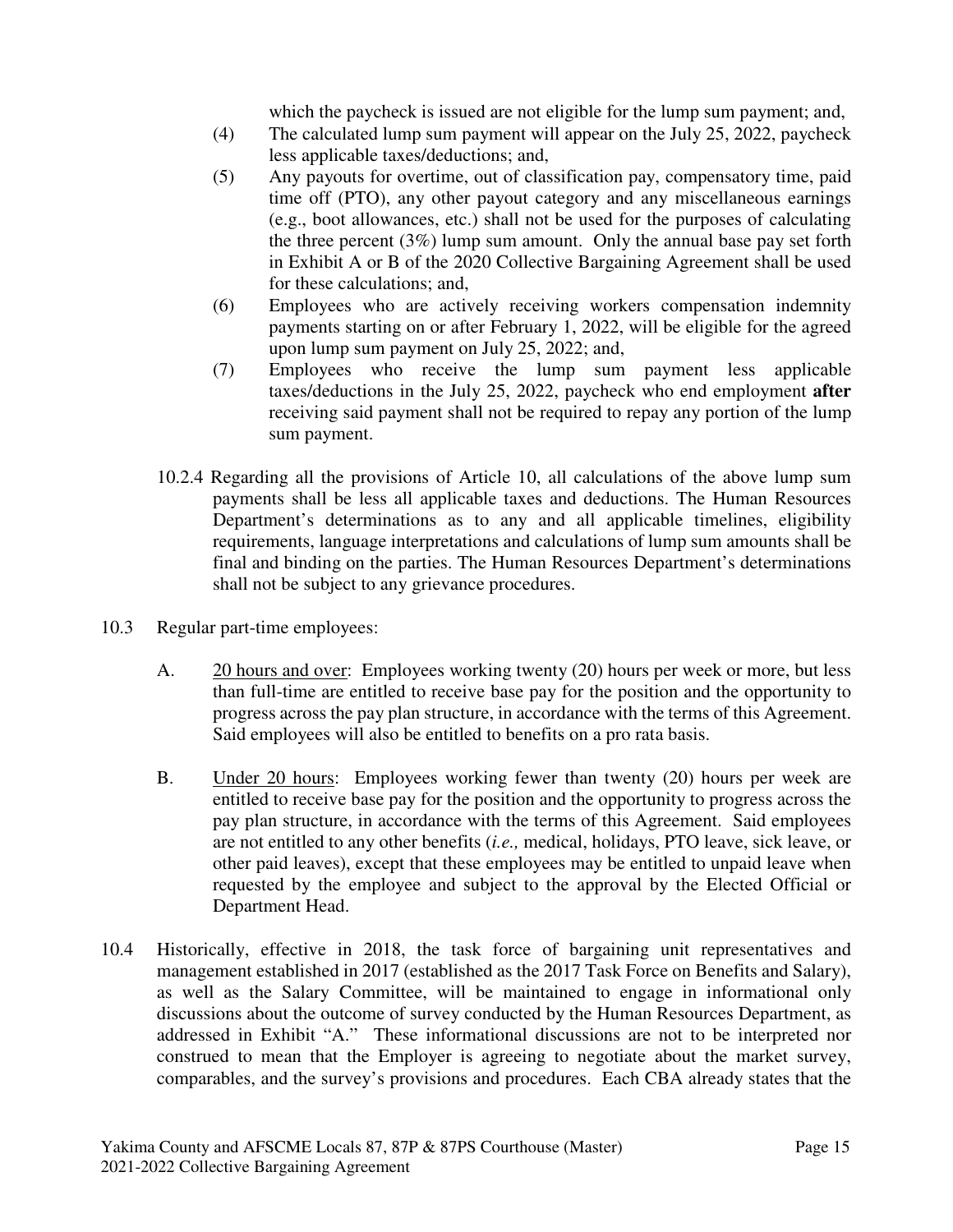which the paycheck is issued are not eligible for the lump sum payment; and,

(4) The calculated lump sum payment will appear on the July 25, 2022, paycheck less applicable taxes/deductions; and,

(5) Any payouts for overtime, out of classification pay, compensatory time, paid time off (PTO), any other payout category and any miscellaneous earnings (e.g., boot allowances, etc.) shall not be used for the purposes of calculating the three percent (3%) lump sum amount. Only the annual base pay set forth in Exhibit A or B of the 2020 Collective Bargaining Agreement shall be used for these calculations; and,

(6) Employees who are actively receiving workers compensation indemnity payments starting on or after February 1, 2022, will be eligible for the agreed upon lump sum payment on July 25, 2022; and,

(7) Employees who receive the lump sum payment less applicable taxes/deductions in the July 25, 2022, paycheck who end employment **after** receiving said payment shall not be required to repay any portion of the lump sum payment.

10.2.4 Regarding all the provisions of Article 10, all calculations of the above lump sum payments shall be less all applicable taxes and deductions. The Human Resources Department's determinations as to any and all applicable timelines, eligibility requirements, language interpretations and calculations of lump sum amounts shall be final and binding on the parties. The Human Resources Department's determinations shall not be subject to any grievance procedures.

10.3 Regular part-time employees:

A. 20 hours and over: Employees working twenty (20) hours per week or more, but less than full-time are entitled to receive base pay for the position and the opportunity to progress across the pay plan structure, in accordance with the terms of this Agreement. Said employees will also be entitled to benefits on a pro rata basis.

B. Under 20 hours: Employees working fewer than twenty (20) hours per week are entitled to receive base pay for the position and the opportunity to progress across the pay plan structure, in accordance with the terms of this Agreement. Said employees are not entitled to any other benefits (*i.e.,* medical, holidays, PTO leave, sick leave, or other paid leaves), except that these employees may be entitled to unpaid leave when requested by the employee and subject to the approval by the Elected Official or Department Head.

10.4 Historically, effective in 2018, the task force of bargaining unit representatives and management established in 2017 (established as the 2017 Task Force on Benefits and Salary), as well as the Salary Committee, will be maintained to engage in informational only discussions about the outcome of survey conducted by the Human Resources Department, as addressed in Exhibit "A." These informational discussions are not to be interpreted nor construed to mean that the Employer is agreeing to negotiate about the market survey, comparables, and the survey's provisions and procedures. Each CBA already states that the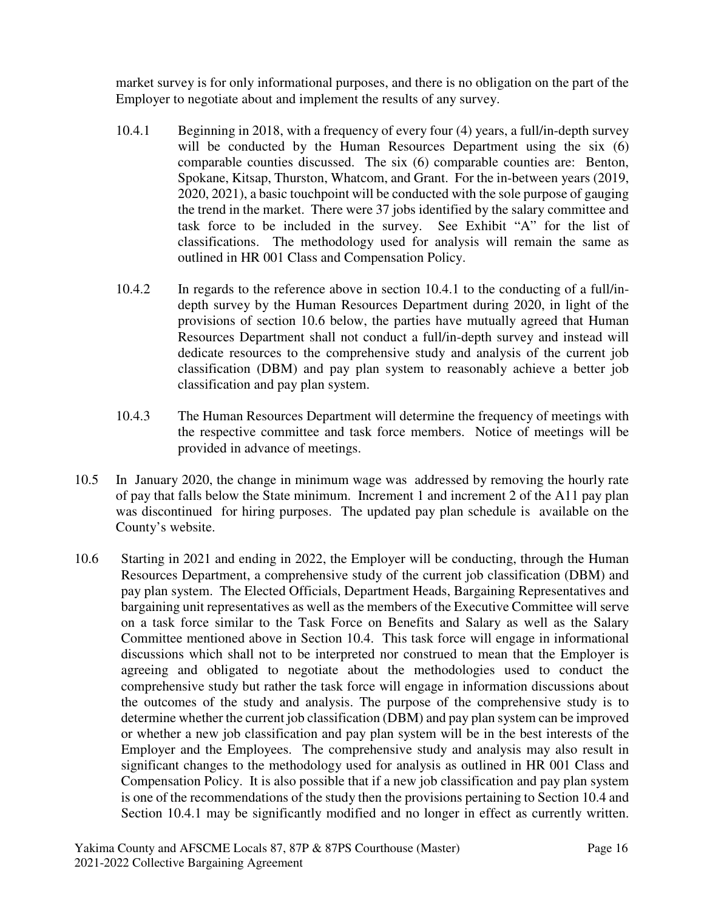market survey is for only informational purposes, and there is no obligation on the part of the Employer to negotiate about and implement the results of any survey.

10.4.1 Beginning in 2018, with a frequency of every four (4) years, a full/in-depth survey will be conducted by the Human Resources Department using the six (6) comparable counties discussed. The six (6) comparable counties are: Benton, Spokane, Kitsap, Thurston, Whatcom, and Grant. For the in-between years (2019, 2020, 2021), a basic touchpoint will be conducted with the sole purpose of gauging the trend in the market. There were 37 jobs identified by the salary committee and task force to be included in the survey. See Exhibit "A" for the list of classifications. The methodology used for analysis will remain the same as outlined in HR 001 Class and Compensation Policy.

10.4.2 In regards to the reference above in section 10.4.1 to the conducting of a full/in-depth survey by the Human Resources Department during 2020, in light of the provisions of section 10.6 below, the parties have mutually agreed that Human Resources Department shall not conduct a full/in-depth survey and instead will dedicate resources to the comprehensive study and analysis of the current job classification (DBM) and pay plan system to reasonably achieve a better job classification and pay plan system.

10.4.3 The Human Resources Department will determine the frequency of meetings with the respective committee and task force members. Notice of meetings will be provided in advance of meetings.

10.5 In January 2020, the change in minimum wage was addressed by removing the hourly rate of pay that falls below the State minimum. Increment 1 and increment 2 of the A11 pay plan was discontinued for hiring purposes. The updated pay plan schedule is available on the County's website.

10.6 Starting in 2021 and ending in 2022, the Employer will be conducting, through the Human Resources Department, a comprehensive study of the current job classification (DBM) and pay plan system. The Elected Officials, Department Heads, Bargaining Representatives and bargaining unit representatives as well as the members of the Executive Committee will serve on a task force similar to the Task Force on Benefits and Salary as well as the Salary Committee mentioned above in Section 10.4. This task force will engage in informational discussions which shall not to be interpreted nor construed to mean that the Employer is agreeing and obligated to negotiate about the methodologies used to conduct the comprehensive study but rather the task force will engage in information discussions about the outcomes of the study and analysis. The purpose of the comprehensive study is to determine whether the current job classification (DBM) and pay plan system can be improved or whether a new job classification and pay plan system will be in the best interests of the Employer and the Employees. The comprehensive study and analysis may also result in significant changes to the methodology used for analysis as outlined in HR 001 Class and Compensation Policy. It is also possible that if a new job classification and pay plan system is one of the recommendations of the study then the provisions pertaining to Section 10.4 and Section 10.4.1 may be significantly modified and no longer in effect as currently written.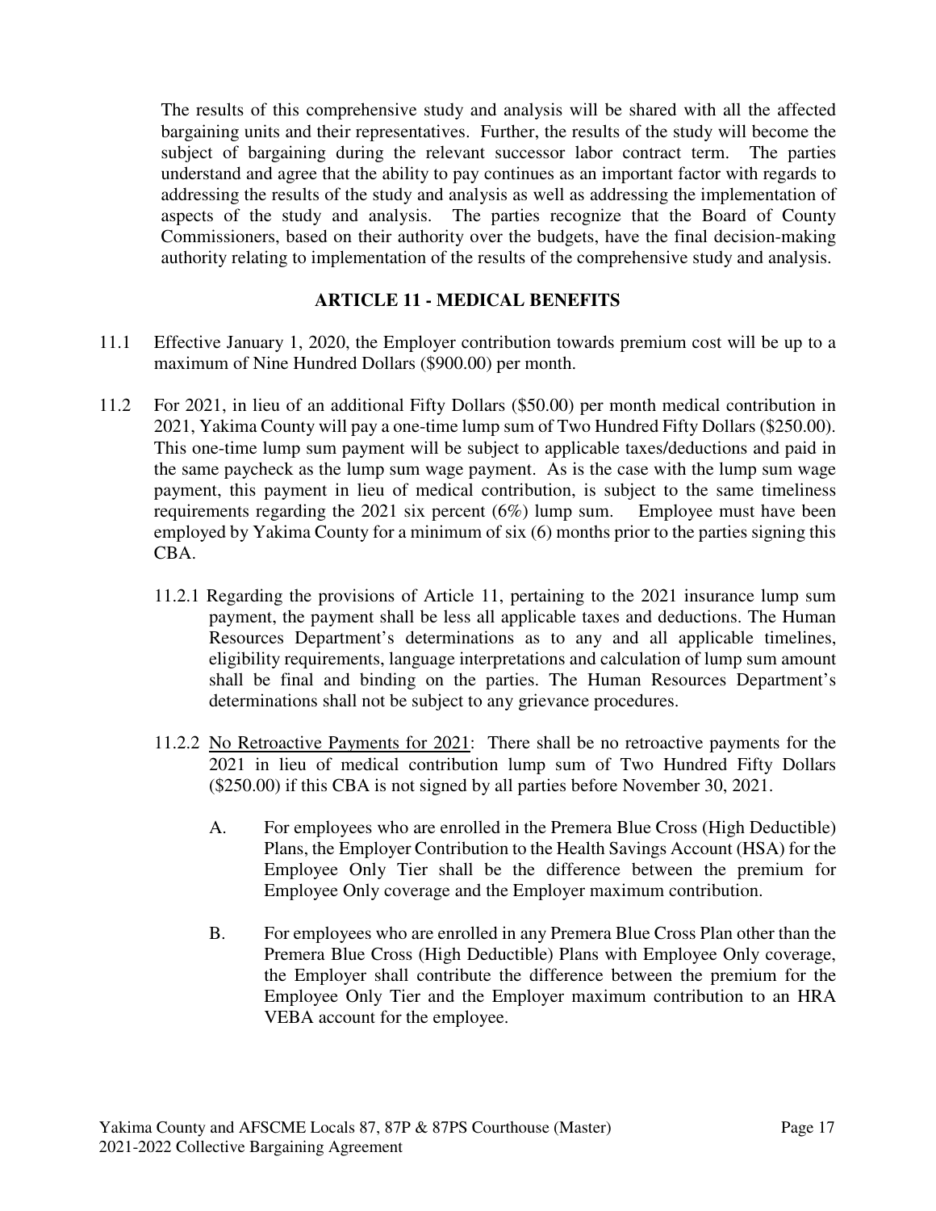The results of this comprehensive study and analysis will be shared with all the affected bargaining units and their representatives. Further, the results of the study will become the subject of bargaining during the relevant successor labor contract term. The parties understand and agree that the ability to pay continues as an important factor with regards to addressing the results of the study and analysis as well as addressing the implementation of aspects of the study and analysis. The parties recognize that the Board of County Commissioners, based on their authority over the budgets, have the final decision-making authority relating to implementation of the results of the comprehensive study and analysis.

## ARTICLE 11 - MEDICAL BENEFITS

11.1 Effective January 1, 2020, the Employer contribution towards premium cost will be up to a maximum of Nine Hundred Dollars ($900.00) per month.

11.2 For 2021, in lieu of an additional Fifty Dollars ($50.00) per month medical contribution in 2021, Yakima County will pay a one-time lump sum of Two Hundred Fifty Dollars ($250.00). This one-time lump sum payment will be subject to applicable taxes/deductions and paid in the same paycheck as the lump sum wage payment. As is the case with the lump sum wage payment, this payment in lieu of medical contribution, is subject to the same timeliness requirements regarding the 2021 six percent (6%) lump sum. Employee must have been employed by Yakima County for a minimum of six (6) months prior to the parties signing this CBA.

11.2.1 Regarding the provisions of Article 11, pertaining to the 2021 insurance lump sum payment, the payment shall be less all applicable taxes and deductions. The Human Resources Department's determinations as to any and all applicable timelines, eligibility requirements, language interpretations and calculation of lump sum amount shall be final and binding on the parties. The Human Resources Department's determinations shall not be subject to any grievance procedures.

11.2.2 <u>No Retroactive Payments for 2021</u>: There shall be no retroactive payments for the 2021 in lieu of medical contribution lump sum of Two Hundred Fifty Dollars ($250.00) if this CBA is not signed by all parties before November 30, 2021.

A. For employees who are enrolled in the Premera Blue Cross (High Deductible) Plans, the Employer Contribution to the Health Savings Account (HSA) for the Employee Only Tier shall be the difference between the premium for Employee Only coverage and the Employer maximum contribution.

B. For employees who are enrolled in any Premera Blue Cross Plan other than the Premera Blue Cross (High Deductible) Plans with Employee Only coverage, the Employer shall contribute the difference between the premium for the Employee Only Tier and the Employer maximum contribution to an HRA VEBA account for the employee.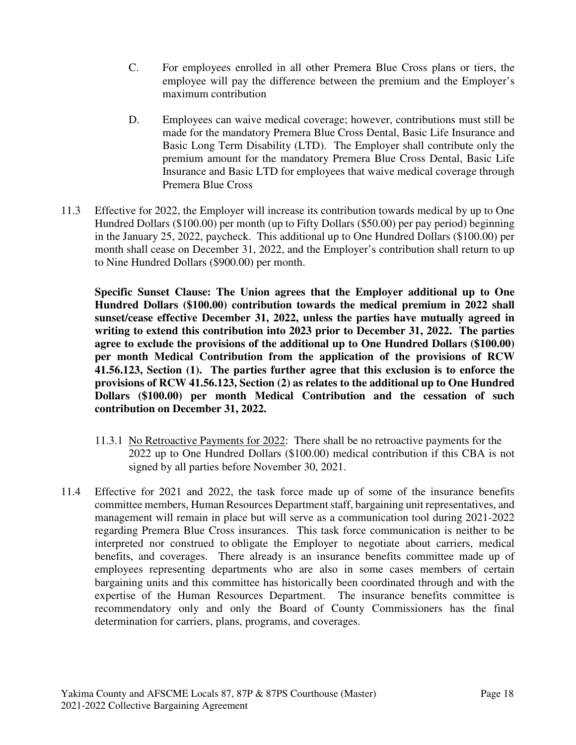C. For employees enrolled in all other Premera Blue Cross plans or tiers, the employee will pay the difference between the premium and the Employer's maximum contribution

D. Employees can waive medical coverage; however, contributions must still be made for the mandatory Premera Blue Cross Dental, Basic Life Insurance and Basic Long Term Disability (LTD). The Employer shall contribute only the premium amount for the mandatory Premera Blue Cross Dental, Basic Life Insurance and Basic LTD for employees that waive medical coverage through Premera Blue Cross

11.3 Effective for 2022, the Employer will increase its contribution towards medical by up to One Hundred Dollars ($100.00) per month (up to Fifty Dollars ($50.00) per pay period) beginning in the January 25, 2022, paycheck. This additional up to One Hundred Dollars ($100.00) per month shall cease on December 31, 2022, and the Employer's contribution shall return to up to Nine Hundred Dollars ($900.00) per month.

**Specific Sunset Clause: The Union agrees that the Employer additional up to One Hundred Dollars ($100.00) contribution towards the medical premium in 2022 shall sunset/cease effective December 31, 2022, unless the parties have mutually agreed in writing to extend this contribution into 2023 prior to December 31, 2022. The parties agree to exclude the provisions of the additional up to One Hundred Dollars ($100.00) per month Medical Contribution from the application of the provisions of RCW 41.56.123, Section (1). The parties further agree that this exclusion is to enforce the provisions of RCW 41.56.123, Section (2) as relates to the additional up to One Hundred Dollars ($100.00) per month Medical Contribution and the cessation of such contribution on December 31, 2022.**

11.3.1 No Retroactive Payments for 2022: There shall be no retroactive payments for the 2022 up to One Hundred Dollars ($100.00) medical contribution if this CBA is not signed by all parties before November 30, 2021.

11.4 Effective for 2021 and 2022, the task force made up of some of the insurance benefits committee members, Human Resources Department staff, bargaining unit representatives, and management will remain in place but will serve as a communication tool during 2021-2022 regarding Premera Blue Cross insurances. This task force communication is neither to be interpreted nor construed to obligate the Employer to negotiate about carriers, medical benefits, and coverages. There already is an insurance benefits committee made up of employees representing departments who are also in some cases members of certain bargaining units and this committee has historically been coordinated through and with the expertise of the Human Resources Department. The insurance benefits committee is recommendatory only and only the Board of County Commissioners has the final determination for carriers, plans, programs, and coverages.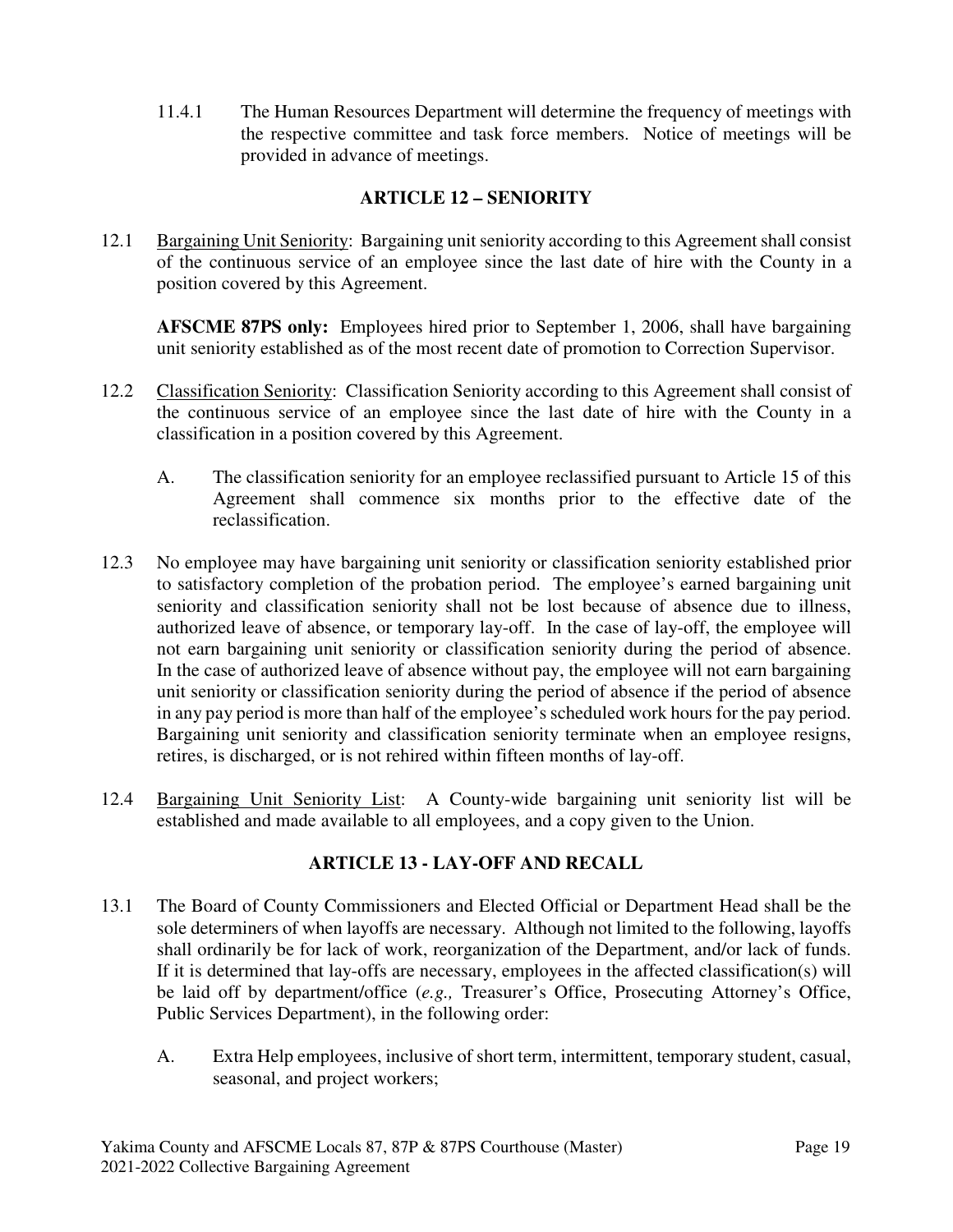11.4.1 The Human Resources Department will determine the frequency of meetings with the respective committee and task force members. Notice of meetings will be provided in advance of meetings.

## ARTICLE 12 – SENIORITY

12.1 Bargaining Unit Seniority: Bargaining unit seniority according to this Agreement shall consist of the continuous service of an employee since the last date of hire with the County in a position covered by this Agreement.

**AFSCME 87PS only:** Employees hired prior to September 1, 2006, shall have bargaining unit seniority established as of the most recent date of promotion to Correction Supervisor.

12.2 Classification Seniority: Classification Seniority according to this Agreement shall consist of the continuous service of an employee since the last date of hire with the County in a classification in a position covered by this Agreement.

A. The classification seniority for an employee reclassified pursuant to Article 15 of this Agreement shall commence six months prior to the effective date of the reclassification.

12.3 No employee may have bargaining unit seniority or classification seniority established prior to satisfactory completion of the probation period. The employee's earned bargaining unit seniority and classification seniority shall not be lost because of absence due to illness, authorized leave of absence, or temporary lay-off. In the case of lay-off, the employee will not earn bargaining unit seniority or classification seniority during the period of absence. In the case of authorized leave of absence without pay, the employee will not earn bargaining unit seniority or classification seniority during the period of absence if the period of absence in any pay period is more than half of the employee's scheduled work hours for the pay period. Bargaining unit seniority and classification seniority terminate when an employee resigns, retires, is discharged, or is not rehired within fifteen months of lay-off.

12.4 Bargaining Unit Seniority List: A County-wide bargaining unit seniority list will be established and made available to all employees, and a copy given to the Union.

## ARTICLE 13 - LAY-OFF AND RECALL

13.1 The Board of County Commissioners and Elected Official or Department Head shall be the sole determiners of when layoffs are necessary. Although not limited to the following, layoffs shall ordinarily be for lack of work, reorganization of the Department, and/or lack of funds. If it is determined that lay-offs are necessary, employees in the affected classification(s) will be laid off by department/office (*e.g.,* Treasurer's Office, Prosecuting Attorney's Office, Public Services Department), in the following order:

A. Extra Help employees, inclusive of short term, intermittent, temporary student, casual, seasonal, and project workers;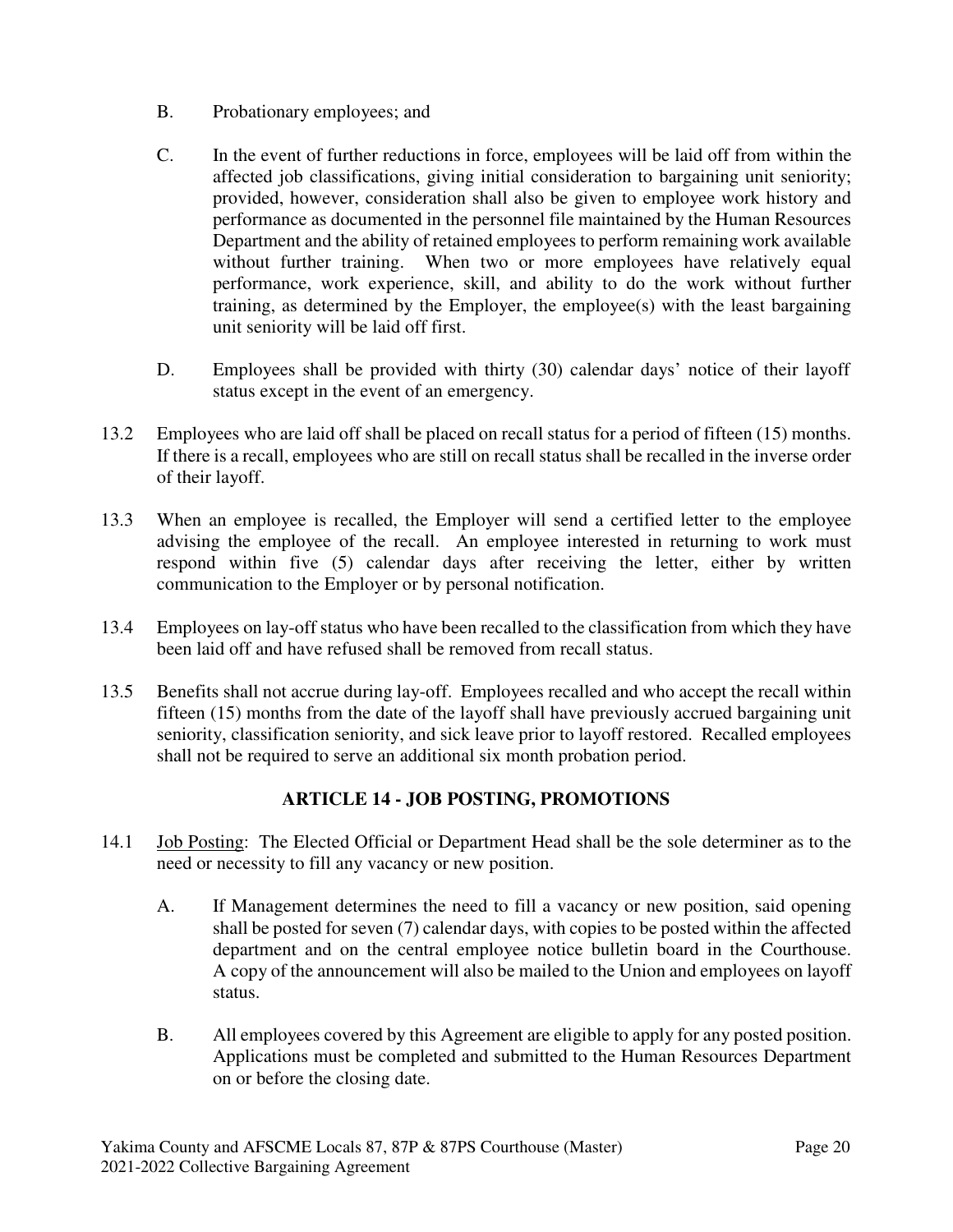B. Probationary employees; and

C. In the event of further reductions in force, employees will be laid off from within the affected job classifications, giving initial consideration to bargaining unit seniority; provided, however, consideration shall also be given to employee work history and performance as documented in the personnel file maintained by the Human Resources Department and the ability of retained employees to perform remaining work available without further training. When two or more employees have relatively equal performance, work experience, skill, and ability to do the work without further training, as determined by the Employer, the employee(s) with the least bargaining unit seniority will be laid off first.

D. Employees shall be provided with thirty (30) calendar days' notice of their layoff status except in the event of an emergency.

13.2 Employees who are laid off shall be placed on recall status for a period of fifteen (15) months. If there is a recall, employees who are still on recall status shall be recalled in the inverse order of their layoff.

13.3 When an employee is recalled, the Employer will send a certified letter to the employee advising the employee of the recall. An employee interested in returning to work must respond within five (5) calendar days after receiving the letter, either by written communication to the Employer or by personal notification.

13.4 Employees on lay-off status who have been recalled to the classification from which they have been laid off and have refused shall be removed from recall status.

13.5 Benefits shall not accrue during lay-off. Employees recalled and who accept the recall within fifteen (15) months from the date of the layoff shall have previously accrued bargaining unit seniority, classification seniority, and sick leave prior to layoff restored. Recalled employees shall not be required to serve an additional six month probation period.

## ARTICLE 14 - JOB POSTING, PROMOTIONS

14.1 Job Posting: The Elected Official or Department Head shall be the sole determiner as to the need or necessity to fill any vacancy or new position.

A. If Management determines the need to fill a vacancy or new position, said opening shall be posted for seven (7) calendar days, with copies to be posted within the affected department and on the central employee notice bulletin board in the Courthouse. A copy of the announcement will also be mailed to the Union and employees on layoff status.

B. All employees covered by this Agreement are eligible to apply for any posted position. Applications must be completed and submitted to the Human Resources Department on or before the closing date.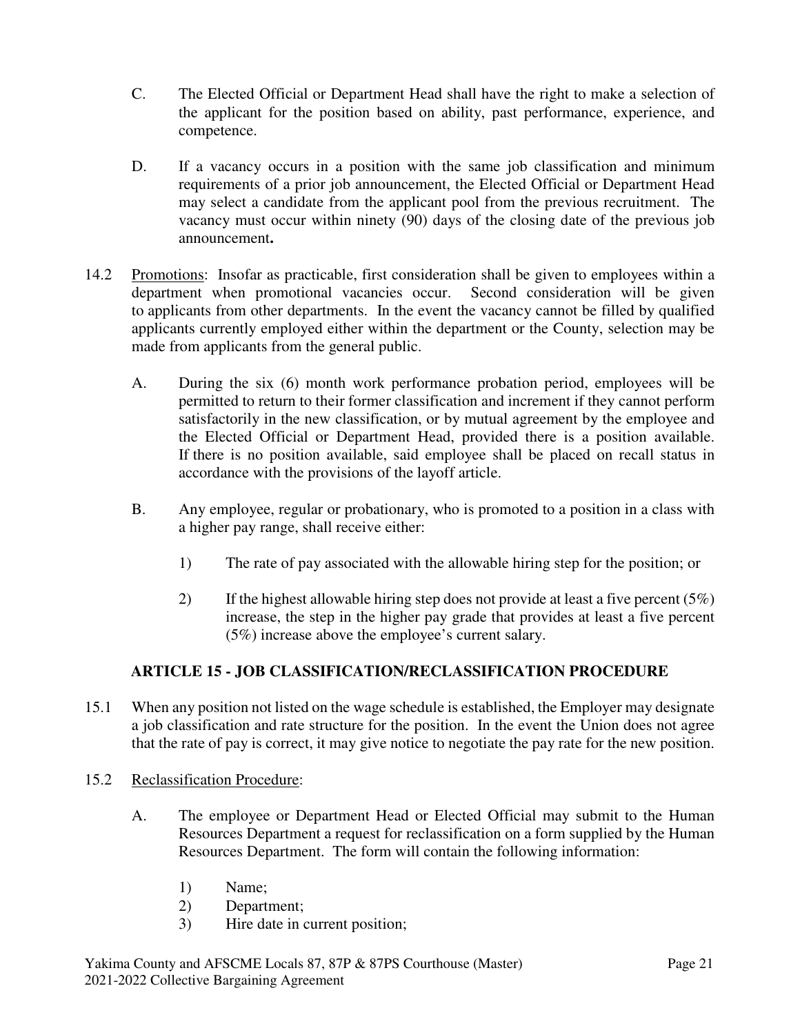C. The Elected Official or Department Head shall have the right to make a selection of the applicant for the position based on ability, past performance, experience, and competence.

D. If a vacancy occurs in a position with the same job classification and minimum requirements of a prior job announcement, the Elected Official or Department Head may select a candidate from the applicant pool from the previous recruitment. The vacancy must occur within ninety (90) days of the closing date of the previous job announcement**.**

14.2 Promotions: Insofar as practicable, first consideration shall be given to employees within a department when promotional vacancies occur. Second consideration will be given to applicants from other departments. In the event the vacancy cannot be filled by qualified applicants currently employed either within the department or the County, selection may be made from applicants from the general public.

A. During the six (6) month work performance probation period, employees will be permitted to return to their former classification and increment if they cannot perform satisfactorily in the new classification, or by mutual agreement by the employee and the Elected Official or Department Head, provided there is a position available. If there is no position available, said employee shall be placed on recall status in accordance with the provisions of the layoff article.

B. Any employee, regular or probationary, who is promoted to a position in a class with a higher pay range, shall receive either:

1) The rate of pay associated with the allowable hiring step for the position; or

2) If the highest allowable hiring step does not provide at least a five percent (5%) increase, the step in the higher pay grade that provides at least a five percent (5%) increase above the employee's current salary.

## ARTICLE 15 - JOB CLASSIFICATION/RECLASSIFICATION PROCEDURE

15.1 When any position not listed on the wage schedule is established, the Employer may designate a job classification and rate structure for the position. In the event the Union does not agree that the rate of pay is correct, it may give notice to negotiate the pay rate for the new position.

15.2 Reclassification Procedure:

A. The employee or Department Head or Elected Official may submit to the Human Resources Department a request for reclassification on a form supplied by the Human Resources Department. The form will contain the following information:

1) Name;
2) Department;
3) Hire date in current position;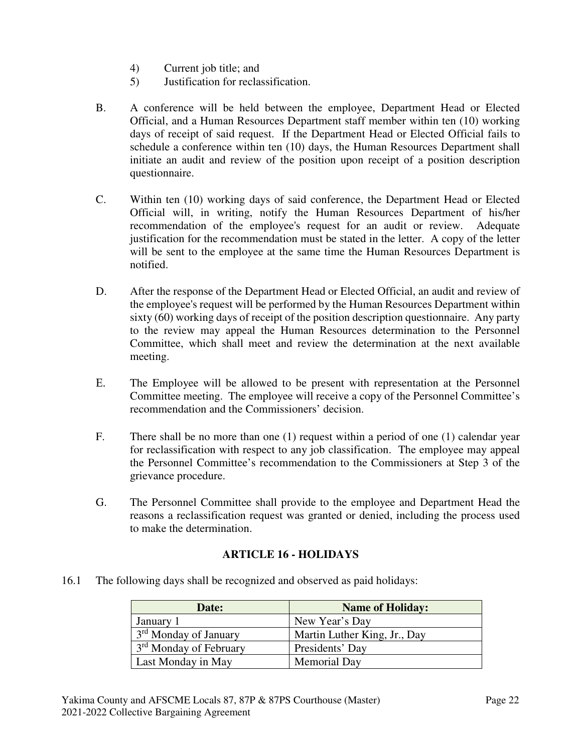4) Current job title; and
5) Justification for reclassification.

B. A conference will be held between the employee, Department Head or Elected Official, and a Human Resources Department staff member within ten (10) working days of receipt of said request. If the Department Head or Elected Official fails to schedule a conference within ten (10) days, the Human Resources Department shall initiate an audit and review of the position upon receipt of a position description questionnaire.

C. Within ten (10) working days of said conference, the Department Head or Elected Official will, in writing, notify the Human Resources Department of his/her recommendation of the employee's request for an audit or review. Adequate justification for the recommendation must be stated in the letter. A copy of the letter will be sent to the employee at the same time the Human Resources Department is notified.

D. After the response of the Department Head or Elected Official, an audit and review of the employee's request will be performed by the Human Resources Department within sixty (60) working days of receipt of the position description questionnaire. Any party to the review may appeal the Human Resources determination to the Personnel Committee, which shall meet and review the determination at the next available meeting.

E. The Employee will be allowed to be present with representation at the Personnel Committee meeting. The employee will receive a copy of the Personnel Committee's recommendation and the Commissioners' decision.

F. There shall be no more than one (1) request within a period of one (1) calendar year for reclassification with respect to any job classification. The employee may appeal the Personnel Committee's recommendation to the Commissioners at Step 3 of the grievance procedure.

G. The Personnel Committee shall provide to the employee and Department Head the reasons a reclassification request was granted or denied, including the process used to make the determination.

## ARTICLE 16 - HOLIDAYS

16.1 The following days shall be recognized and observed as paid holidays:

| Date: | Name of Holiday: |
|---|---|
| January 1 | New Year's Day |
| 3rd Monday of January | Martin Luther King, Jr., Day |
| 3rd Monday of February | Presidents' Day |
| Last Monday in May | Memorial Day |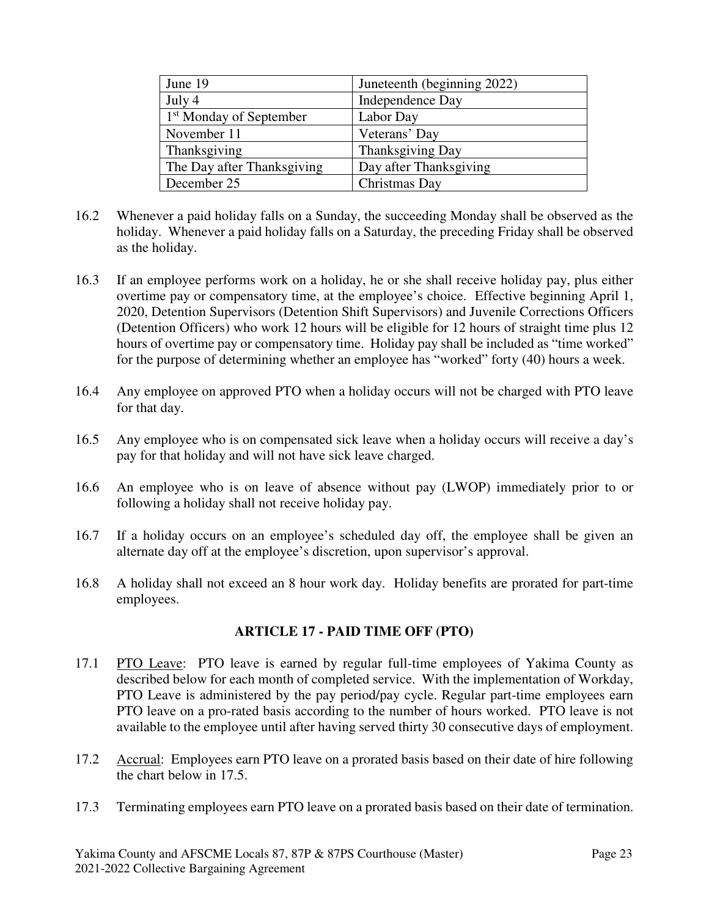| June 19 | Juneteenth (beginning 2022) |
|---|---|
| July 4 | Independence Day |
| 1st Monday of September | Labor Day |
| November 11 | Veterans' Day |
| Thanksgiving | Thanksgiving Day |
| The Day after Thanksgiving | Day after Thanksgiving |
| December 25 | Christmas Day |

16.2 Whenever a paid holiday falls on a Sunday, the succeeding Monday shall be observed as the holiday. Whenever a paid holiday falls on a Saturday, the preceding Friday shall be observed as the holiday.

16.3 If an employee performs work on a holiday, he or she shall receive holiday pay, plus either overtime pay or compensatory time, at the employee's choice. Effective beginning April 1, 2020, Detention Supervisors (Detention Shift Supervisors) and Juvenile Corrections Officers (Detention Officers) who work 12 hours will be eligible for 12 hours of straight time plus 12 hours of overtime pay or compensatory time. Holiday pay shall be included as "time worked" for the purpose of determining whether an employee has "worked" forty (40) hours a week.

16.4 Any employee on approved PTO when a holiday occurs will not be charged with PTO leave for that day.

16.5 Any employee who is on compensated sick leave when a holiday occurs will receive a day's pay for that holiday and will not have sick leave charged.

16.6 An employee who is on leave of absence without pay (LWOP) immediately prior to or following a holiday shall not receive holiday pay.

16.7 If a holiday occurs on an employee's scheduled day off, the employee shall be given an alternate day off at the employee's discretion, upon supervisor's approval.

16.8 A holiday shall not exceed an 8 hour work day. Holiday benefits are prorated for part-time employees.

## ARTICLE 17 - PAID TIME OFF (PTO)

17.1 PTO Leave: PTO leave is earned by regular full-time employees of Yakima County as described below for each month of completed service. With the implementation of Workday, PTO Leave is administered by the pay period/pay cycle. Regular part-time employees earn PTO leave on a pro-rated basis according to the number of hours worked. PTO leave is not available to the employee until after having served thirty 30 consecutive days of employment.

17.2 Accrual: Employees earn PTO leave on a prorated basis based on their date of hire following the chart below in 17.5.

17.3 Terminating employees earn PTO leave on a prorated basis based on their date of termination.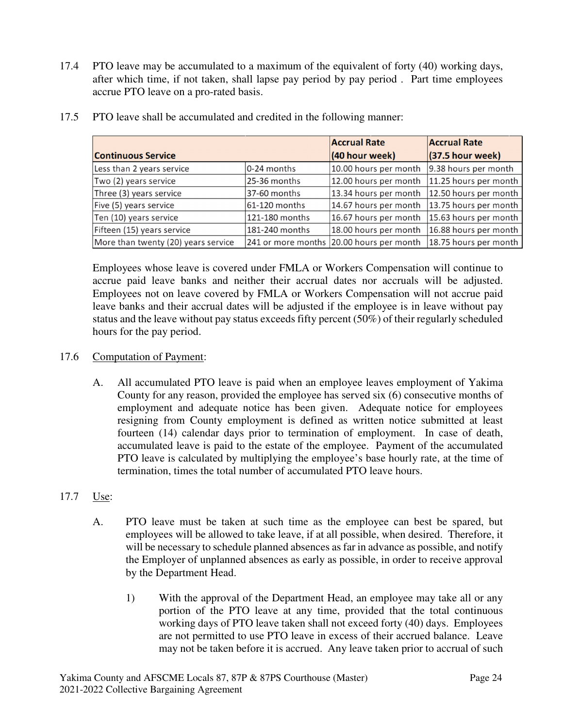17.4 PTO leave may be accumulated to a maximum of the equivalent of forty (40) working days, after which time, if not taken, shall lapse pay period by pay period . Part time employees accrue PTO leave on a pro-rated basis.

17.5 PTO leave shall be accumulated and credited in the following manner:

| Continuous Service | | Accrual Rate (40 hour week) | Accrual Rate (37.5 hour week) |
|---|---|---|---|
| Less than 2 years service | 0-24 months | 10.00 hours per month | 9.38 hours per month |
| Two (2) years service | 25-36 months | 12.00 hours per month | 11.25 hours per month |
| Three (3) years service | 37-60 months | 13.34 hours per month | 12.50 hours per month |
| Five (5) years service | 61-120 months | 14.67 hours per month | 13.75 hours per month |
| Ten (10) years service | 121-180 months | 16.67 hours per month | 15.63 hours per month |
| Fifteen (15) years service | 181-240 months | 18.00 hours per month | 16.88 hours per month |
| More than twenty (20) years service | 241 or more months | 20.00 hours per month | 18.75 hours per month |

Employees whose leave is covered under FMLA or Workers Compensation will continue to accrue paid leave banks and neither their accrual dates nor accruals will be adjusted. Employees not on leave covered by FMLA or Workers Compensation will not accrue paid leave banks and their accrual dates will be adjusted if the employee is in leave without pay status and the leave without pay status exceeds fifty percent (50%) of their regularly scheduled hours for the pay period.

17.6 Computation of Payment:

A. All accumulated PTO leave is paid when an employee leaves employment of Yakima County for any reason, provided the employee has served six (6) consecutive months of employment and adequate notice has been given. Adequate notice for employees resigning from County employment is defined as written notice submitted at least fourteen (14) calendar days prior to termination of employment. In case of death, accumulated leave is paid to the estate of the employee. Payment of the accumulated PTO leave is calculated by multiplying the employee's base hourly rate, at the time of termination, times the total number of accumulated PTO leave hours.

17.7 Use:

A. PTO leave must be taken at such time as the employee can best be spared, but employees will be allowed to take leave, if at all possible, when desired. Therefore, it will be necessary to schedule planned absences as far in advance as possible, and notify the Employer of unplanned absences as early as possible, in order to receive approval by the Department Head.

1) With the approval of the Department Head, an employee may take all or any portion of the PTO leave at any time, provided that the total continuous working days of PTO leave taken shall not exceed forty (40) days. Employees are not permitted to use PTO leave in excess of their accrued balance. Leave may not be taken before it is accrued. Any leave taken prior to accrual of such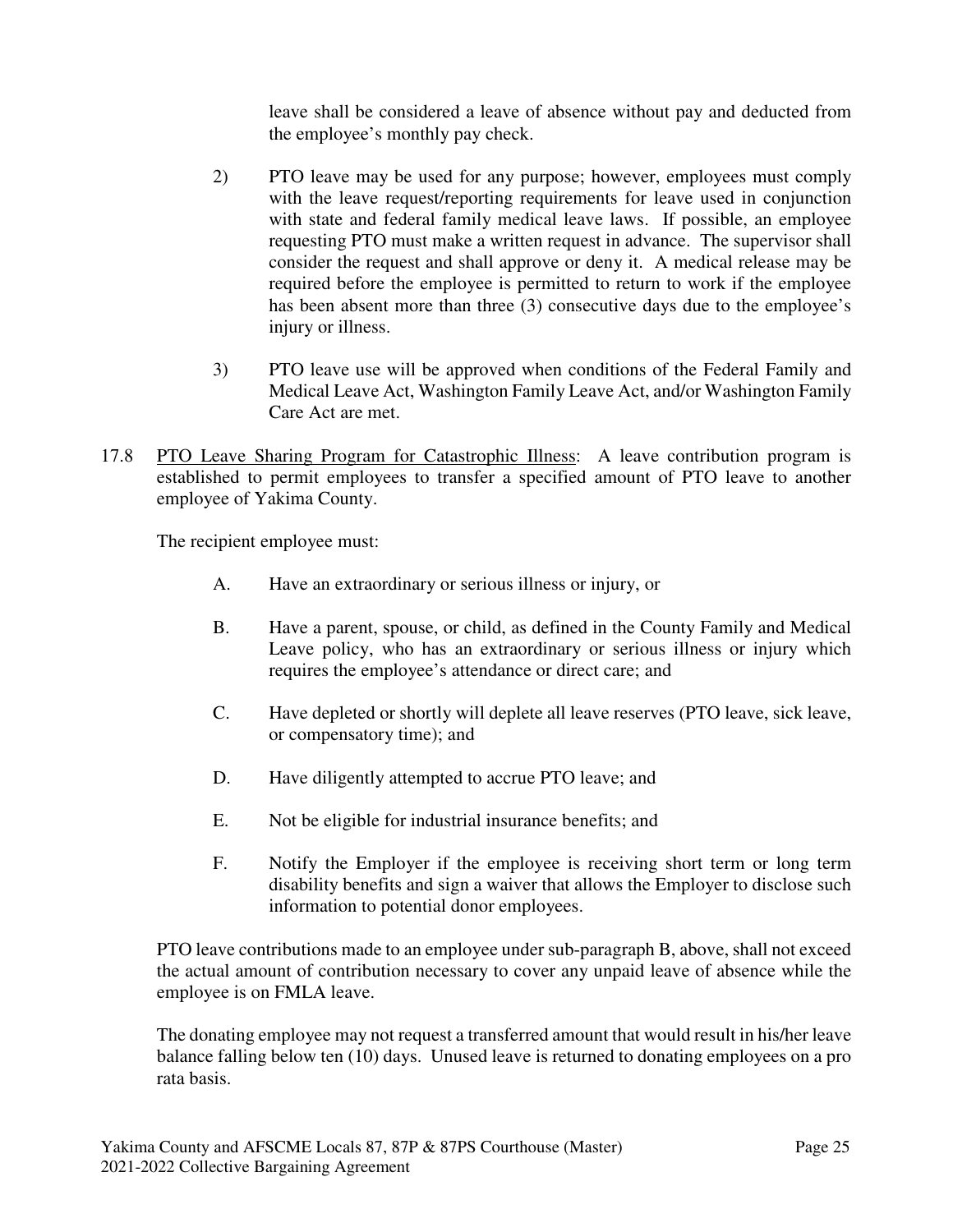leave shall be considered a leave of absence without pay and deducted from the employee's monthly pay check.

2) PTO leave may be used for any purpose; however, employees must comply with the leave request/reporting requirements for leave used in conjunction with state and federal family medical leave laws. If possible, an employee requesting PTO must make a written request in advance. The supervisor shall consider the request and shall approve or deny it. A medical release may be required before the employee is permitted to return to work if the employee has been absent more than three (3) consecutive days due to the employee's injury or illness.

3) PTO leave use will be approved when conditions of the Federal Family and Medical Leave Act, Washington Family Leave Act, and/or Washington Family Care Act are met.

17.8 <u>PTO Leave Sharing Program for Catastrophic Illness</u>: A leave contribution program is established to permit employees to transfer a specified amount of PTO leave to another employee of Yakima County.

The recipient employee must:

A. Have an extraordinary or serious illness or injury, or

B. Have a parent, spouse, or child, as defined in the County Family and Medical Leave policy, who has an extraordinary or serious illness or injury which requires the employee's attendance or direct care; and

C. Have depleted or shortly will deplete all leave reserves (PTO leave, sick leave, or compensatory time); and

D. Have diligently attempted to accrue PTO leave; and

E. Not be eligible for industrial insurance benefits; and

F. Notify the Employer if the employee is receiving short term or long term disability benefits and sign a waiver that allows the Employer to disclose such information to potential donor employees.

PTO leave contributions made to an employee under sub-paragraph B, above, shall not exceed the actual amount of contribution necessary to cover any unpaid leave of absence while the employee is on FMLA leave.

The donating employee may not request a transferred amount that would result in his/her leave balance falling below ten (10) days. Unused leave is returned to donating employees on a pro rata basis.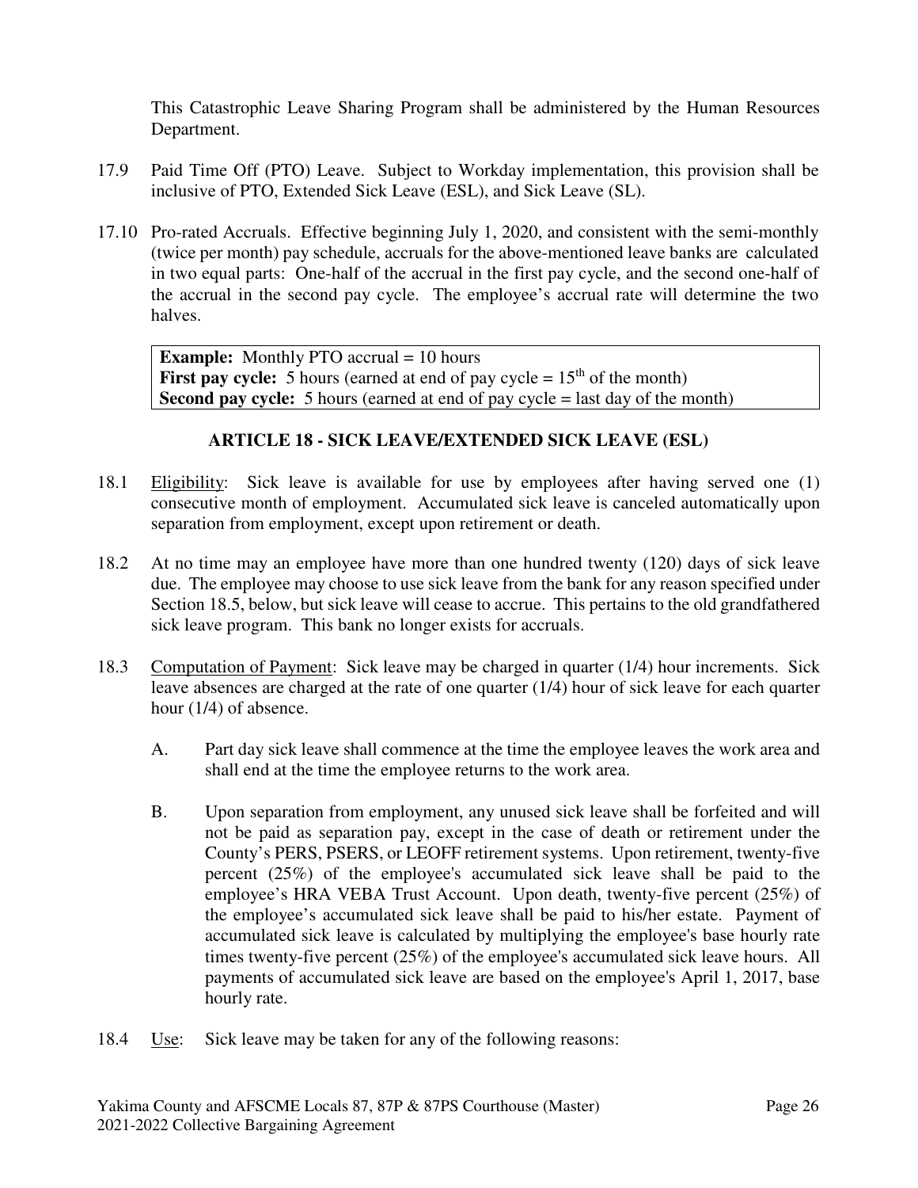This Catastrophic Leave Sharing Program shall be administered by the Human Resources Department.

17.9 Paid Time Off (PTO) Leave. Subject to Workday implementation, this provision shall be inclusive of PTO, Extended Sick Leave (ESL), and Sick Leave (SL).

17.10 Pro-rated Accruals. Effective beginning July 1, 2020, and consistent with the semi-monthly (twice per month) pay schedule, accruals for the above-mentioned leave banks are calculated in two equal parts: One-half of the accrual in the first pay cycle, and the second one-half of the accrual in the second pay cycle. The employee's accrual rate will determine the two halves.

> **Example:** Monthly PTO accrual = 10 hours
> **First pay cycle:** 5 hours (earned at end of pay cycle = 15th of the month)
> **Second pay cycle:** 5 hours (earned at end of pay cycle = last day of the month)

## ARTICLE 18 - SICK LEAVE/EXTENDED SICK LEAVE (ESL)

18.1 Eligibility: Sick leave is available for use by employees after having served one (1) consecutive month of employment. Accumulated sick leave is canceled automatically upon separation from employment, except upon retirement or death.

18.2 At no time may an employee have more than one hundred twenty (120) days of sick leave due. The employee may choose to use sick leave from the bank for any reason specified under Section 18.5, below, but sick leave will cease to accrue. This pertains to the old grandfathered sick leave program. This bank no longer exists for accruals.

18.3 Computation of Payment: Sick leave may be charged in quarter (1/4) hour increments. Sick leave absences are charged at the rate of one quarter (1/4) hour of sick leave for each quarter hour (1/4) of absence.

A. Part day sick leave shall commence at the time the employee leaves the work area and shall end at the time the employee returns to the work area.

B. Upon separation from employment, any unused sick leave shall be forfeited and will not be paid as separation pay, except in the case of death or retirement under the County's PERS, PSERS, or LEOFF retirement systems. Upon retirement, twenty-five percent (25%) of the employee's accumulated sick leave shall be paid to the employee's HRA VEBA Trust Account. Upon death, twenty-five percent (25%) of the employee's accumulated sick leave shall be paid to his/her estate. Payment of accumulated sick leave is calculated by multiplying the employee's base hourly rate times twenty-five percent (25%) of the employee's accumulated sick leave hours. All payments of accumulated sick leave are based on the employee's April 1, 2017, base hourly rate.

18.4 Use: Sick leave may be taken for any of the following reasons: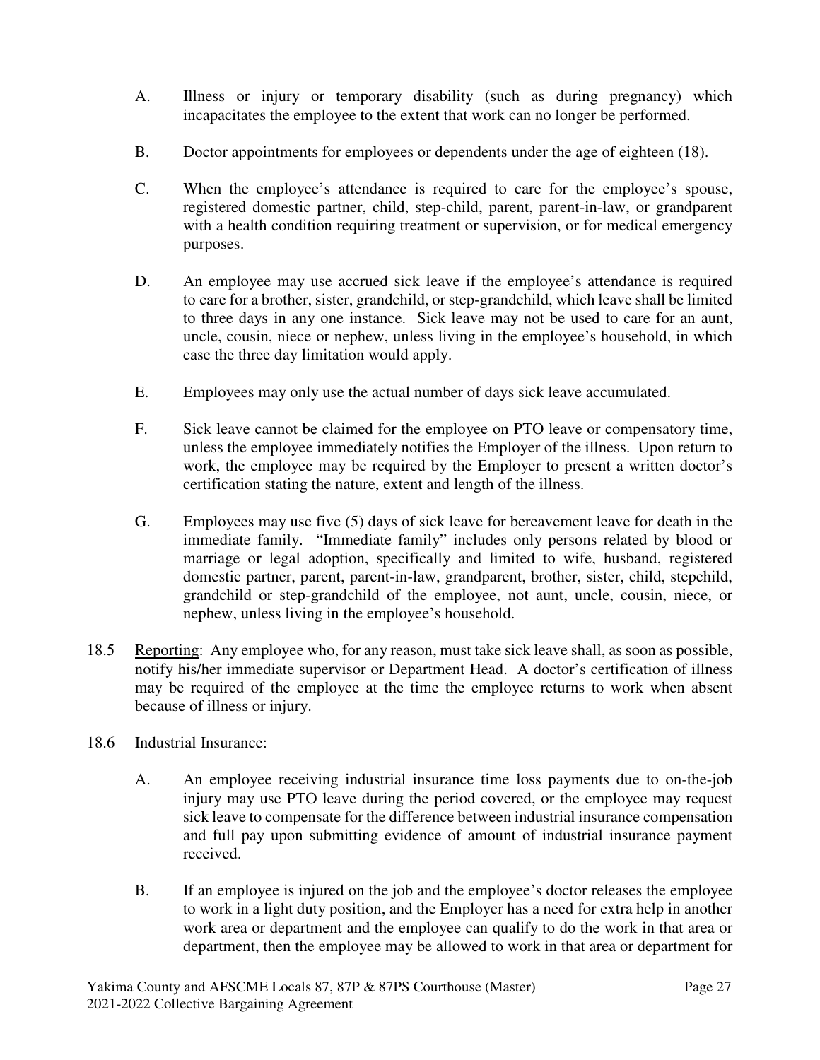A. Illness or injury or temporary disability (such as during pregnancy) which incapacitates the employee to the extent that work can no longer be performed.

B. Doctor appointments for employees or dependents under the age of eighteen (18).

C. When the employee's attendance is required to care for the employee's spouse, registered domestic partner, child, step-child, parent, parent-in-law, or grandparent with a health condition requiring treatment or supervision, or for medical emergency purposes.

D. An employee may use accrued sick leave if the employee's attendance is required to care for a brother, sister, grandchild, or step-grandchild, which leave shall be limited to three days in any one instance. Sick leave may not be used to care for an aunt, uncle, cousin, niece or nephew, unless living in the employee's household, in which case the three day limitation would apply.

E. Employees may only use the actual number of days sick leave accumulated.

F. Sick leave cannot be claimed for the employee on PTO leave or compensatory time, unless the employee immediately notifies the Employer of the illness. Upon return to work, the employee may be required by the Employer to present a written doctor's certification stating the nature, extent and length of the illness.

G. Employees may use five (5) days of sick leave for bereavement leave for death in the immediate family. "Immediate family" includes only persons related by blood or marriage or legal adoption, specifically and limited to wife, husband, registered domestic partner, parent, parent-in-law, grandparent, brother, sister, child, stepchild, grandchild or step-grandchild of the employee, not aunt, uncle, cousin, niece, or nephew, unless living in the employee's household.

18.5 Reporting: Any employee who, for any reason, must take sick leave shall, as soon as possible, notify his/her immediate supervisor or Department Head. A doctor's certification of illness may be required of the employee at the time the employee returns to work when absent because of illness or injury.

18.6 Industrial Insurance:

A. An employee receiving industrial insurance time loss payments due to on-the-job injury may use PTO leave during the period covered, or the employee may request sick leave to compensate for the difference between industrial insurance compensation and full pay upon submitting evidence of amount of industrial insurance payment received.

B. If an employee is injured on the job and the employee's doctor releases the employee to work in a light duty position, and the Employer has a need for extra help in another work area or department and the employee can qualify to do the work in that area or department, then the employee may be allowed to work in that area or department for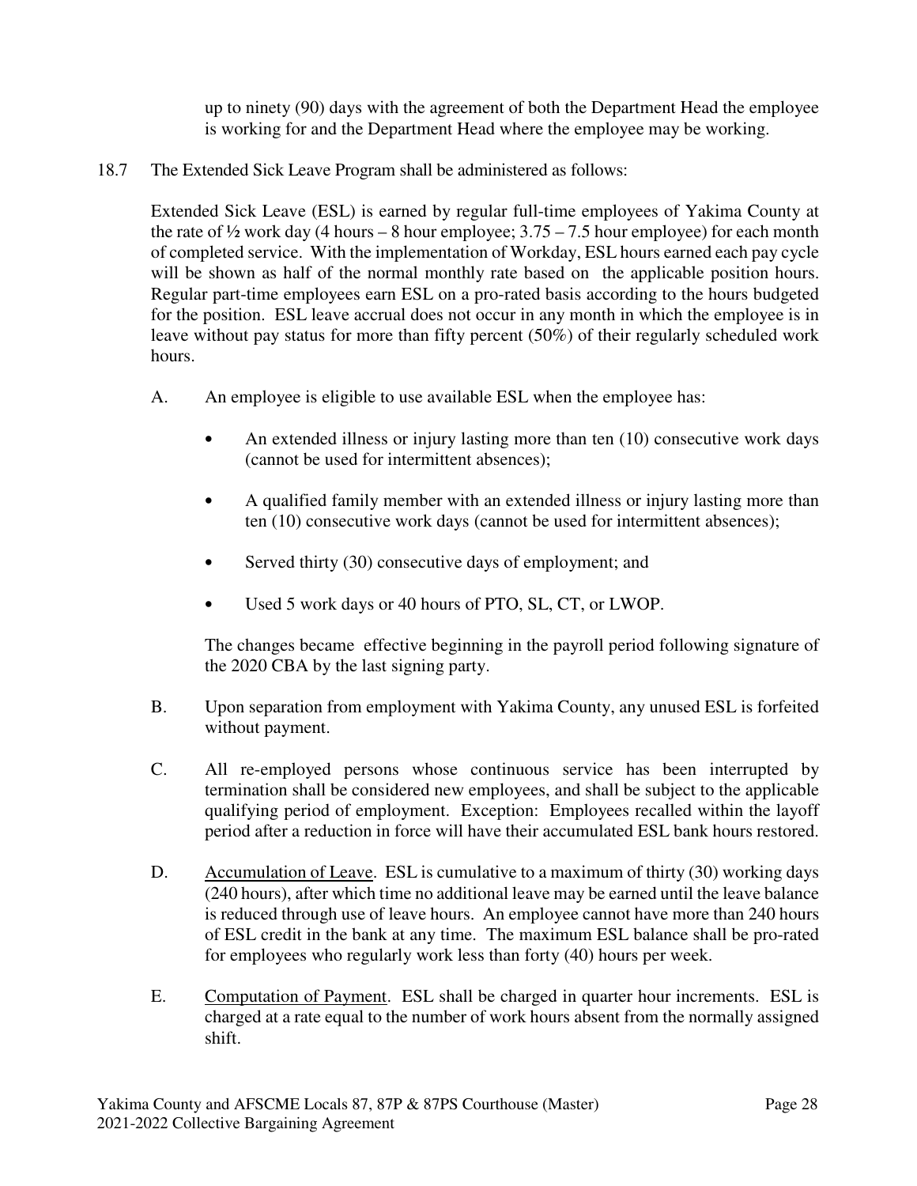up to ninety (90) days with the agreement of both the Department Head the employee is working for and the Department Head where the employee may be working.

18.7 The Extended Sick Leave Program shall be administered as follows:

Extended Sick Leave (ESL) is earned by regular full-time employees of Yakima County at the rate of ½ work day (4 hours – 8 hour employee; 3.75 – 7.5 hour employee) for each month of completed service. With the implementation of Workday, ESL hours earned each pay cycle will be shown as half of the normal monthly rate based on the applicable position hours. Regular part-time employees earn ESL on a pro-rated basis according to the hours budgeted for the position. ESL leave accrual does not occur in any month in which the employee is in leave without pay status for more than fifty percent (50%) of their regularly scheduled work hours.

A. An employee is eligible to use available ESL when the employee has:

- An extended illness or injury lasting more than ten (10) consecutive work days (cannot be used for intermittent absences);
- A qualified family member with an extended illness or injury lasting more than ten (10) consecutive work days (cannot be used for intermittent absences);
- Served thirty (30) consecutive days of employment; and
- Used 5 work days or 40 hours of PTO, SL, CT, or LWOP.

The changes became effective beginning in the payroll period following signature of the 2020 CBA by the last signing party.

B. Upon separation from employment with Yakima County, any unused ESL is forfeited without payment.

C. All re-employed persons whose continuous service has been interrupted by termination shall be considered new employees, and shall be subject to the applicable qualifying period of employment. Exception: Employees recalled within the layoff period after a reduction in force will have their accumulated ESL bank hours restored.

D. Accumulation of Leave. ESL is cumulative to a maximum of thirty (30) working days (240 hours), after which time no additional leave may be earned until the leave balance is reduced through use of leave hours. An employee cannot have more than 240 hours of ESL credit in the bank at any time. The maximum ESL balance shall be pro-rated for employees who regularly work less than forty (40) hours per week.

E. Computation of Payment. ESL shall be charged in quarter hour increments. ESL is charged at a rate equal to the number of work hours absent from the normally assigned shift.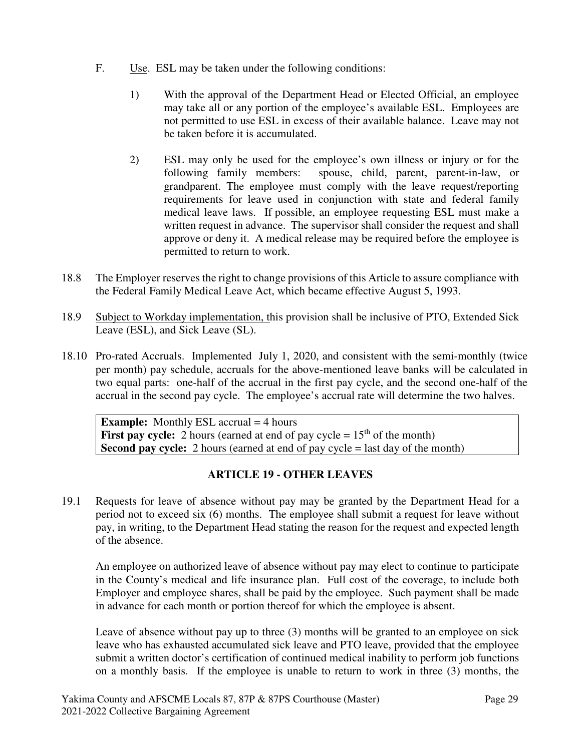F. Use. ESL may be taken under the following conditions:

1) With the approval of the Department Head or Elected Official, an employee may take all or any portion of the employee's available ESL. Employees are not permitted to use ESL in excess of their available balance. Leave may not be taken before it is accumulated.

2) ESL may only be used for the employee's own illness or injury or for the following family members: spouse, child, parent, parent-in-law, or grandparent. The employee must comply with the leave request/reporting requirements for leave used in conjunction with state and federal family medical leave laws. If possible, an employee requesting ESL must make a written request in advance. The supervisor shall consider the request and shall approve or deny it. A medical release may be required before the employee is permitted to return to work.

18.8 The Employer reserves the right to change provisions of this Article to assure compliance with the Federal Family Medical Leave Act, which became effective August 5, 1993.

18.9 Subject to Workday implementation, this provision shall be inclusive of PTO, Extended Sick Leave (ESL), and Sick Leave (SL).

18.10 Pro-rated Accruals. Implemented July 1, 2020, and consistent with the semi-monthly (twice per month) pay schedule, accruals for the above-mentioned leave banks will be calculated in two equal parts: one-half of the accrual in the first pay cycle, and the second one-half of the accrual in the second pay cycle. The employee's accrual rate will determine the two halves.

> **Example:** Monthly ESL accrual = 4 hours
> **First pay cycle:** 2 hours (earned at end of pay cycle = 15th of the month)
> **Second pay cycle:** 2 hours (earned at end of pay cycle = last day of the month)

## ARTICLE 19 - OTHER LEAVES

19.1 Requests for leave of absence without pay may be granted by the Department Head for a period not to exceed six (6) months. The employee shall submit a request for leave without pay, in writing, to the Department Head stating the reason for the request and expected length of the absence.

An employee on authorized leave of absence without pay may elect to continue to participate in the County's medical and life insurance plan. Full cost of the coverage, to include both Employer and employee shares, shall be paid by the employee. Such payment shall be made in advance for each month or portion thereof for which the employee is absent.

Leave of absence without pay up to three (3) months will be granted to an employee on sick leave who has exhausted accumulated sick leave and PTO leave, provided that the employee submit a written doctor's certification of continued medical inability to perform job functions on a monthly basis. If the employee is unable to return to work in three (3) months, the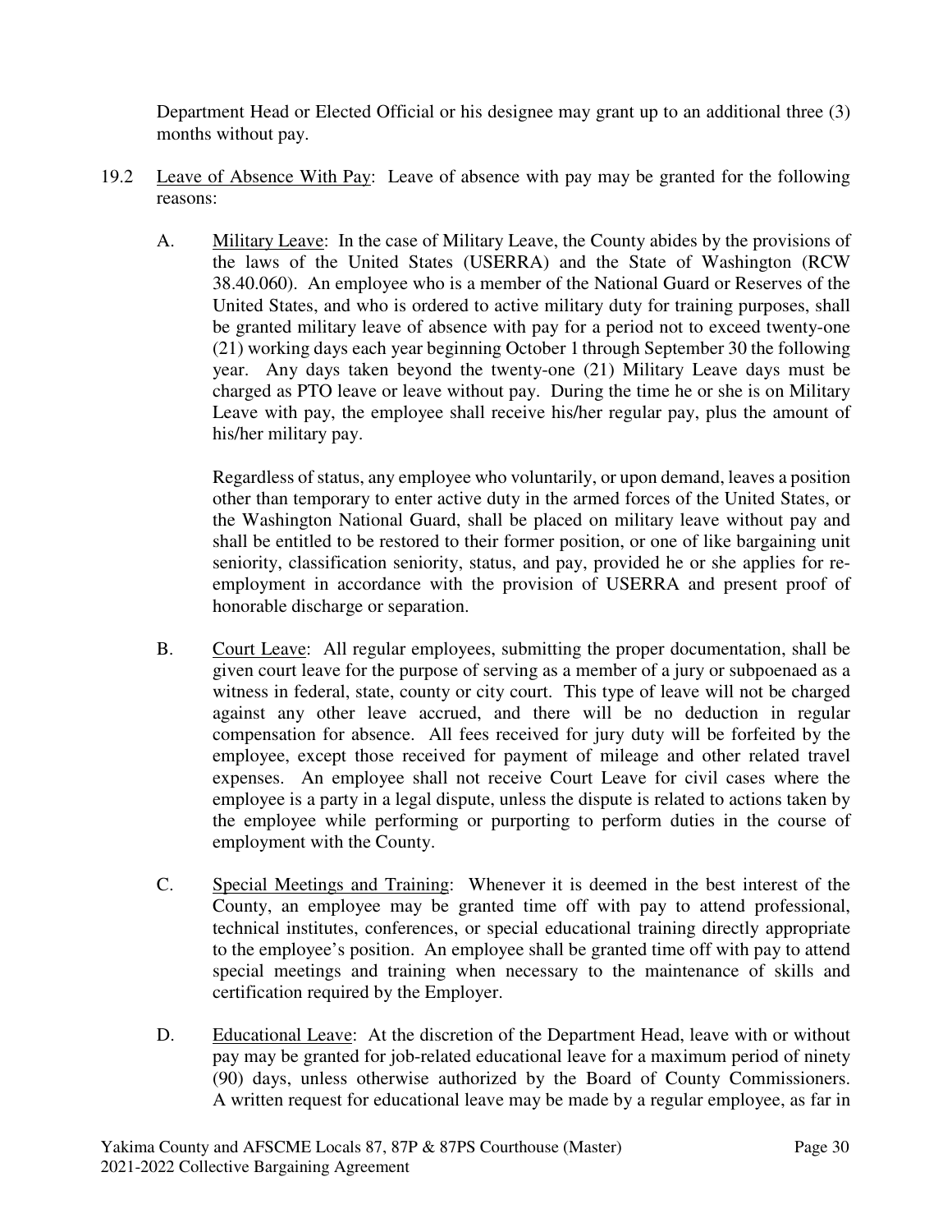Department Head or Elected Official or his designee may grant up to an additional three (3) months without pay.

19.2 Leave of Absence With Pay: Leave of absence with pay may be granted for the following reasons:

A. Military Leave: In the case of Military Leave, the County abides by the provisions of the laws of the United States (USERRA) and the State of Washington (RCW 38.40.060). An employee who is a member of the National Guard or Reserves of the United States, and who is ordered to active military duty for training purposes, shall be granted military leave of absence with pay for a period not to exceed twenty-one (21) working days each year beginning October 1 through September 30 the following year. Any days taken beyond the twenty-one (21) Military Leave days must be charged as PTO leave or leave without pay. During the time he or she is on Military Leave with pay, the employee shall receive his/her regular pay, plus the amount of his/her military pay.

Regardless of status, any employee who voluntarily, or upon demand, leaves a position other than temporary to enter active duty in the armed forces of the United States, or the Washington National Guard, shall be placed on military leave without pay and shall be entitled to be restored to their former position, or one of like bargaining unit seniority, classification seniority, status, and pay, provided he or she applies for re-employment in accordance with the provision of USERRA and present proof of honorable discharge or separation.

B. Court Leave: All regular employees, submitting the proper documentation, shall be given court leave for the purpose of serving as a member of a jury or subpoenaed as a witness in federal, state, county or city court. This type of leave will not be charged against any other leave accrued, and there will be no deduction in regular compensation for absence. All fees received for jury duty will be forfeited by the employee, except those received for payment of mileage and other related travel expenses. An employee shall not receive Court Leave for civil cases where the employee is a party in a legal dispute, unless the dispute is related to actions taken by the employee while performing or purporting to perform duties in the course of employment with the County.

C. Special Meetings and Training: Whenever it is deemed in the best interest of the County, an employee may be granted time off with pay to attend professional, technical institutes, conferences, or special educational training directly appropriate to the employee's position. An employee shall be granted time off with pay to attend special meetings and training when necessary to the maintenance of skills and certification required by the Employer.

D. Educational Leave: At the discretion of the Department Head, leave with or without pay may be granted for job-related educational leave for a maximum period of ninety (90) days, unless otherwise authorized by the Board of County Commissioners. A written request for educational leave may be made by a regular employee, as far in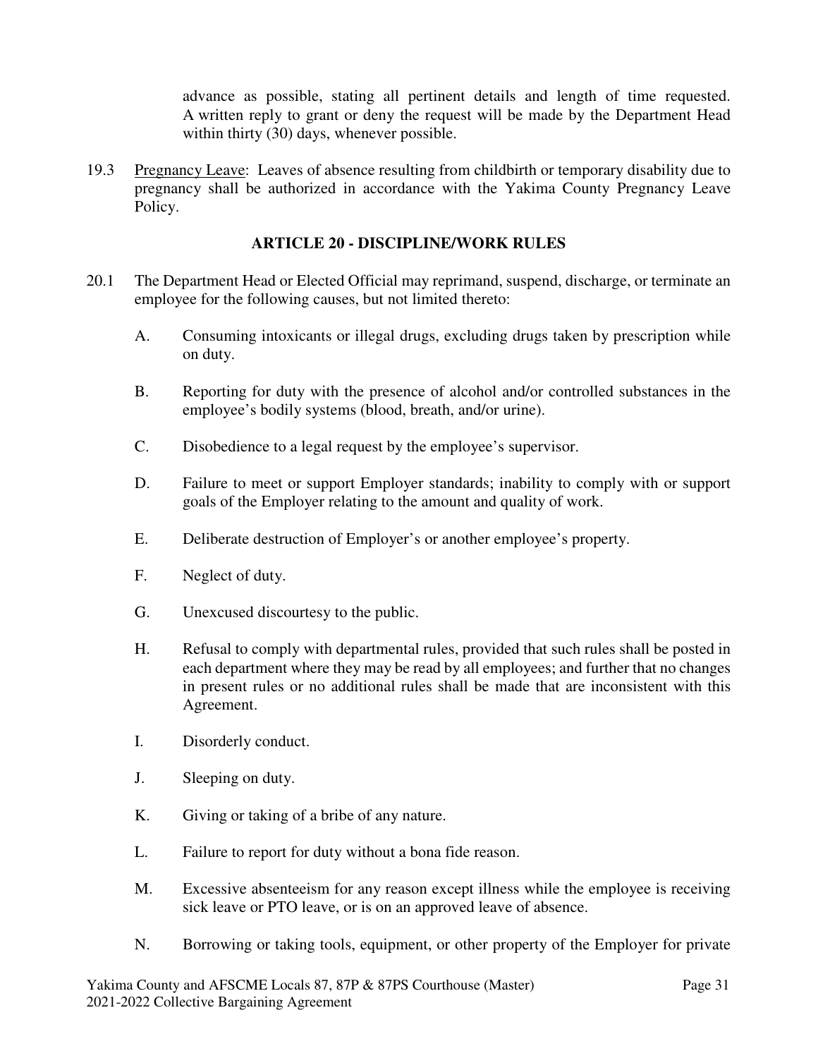advance as possible, stating all pertinent details and length of time requested. A written reply to grant or deny the request will be made by the Department Head within thirty (30) days, whenever possible.

19.3 Pregnancy Leave: Leaves of absence resulting from childbirth or temporary disability due to pregnancy shall be authorized in accordance with the Yakima County Pregnancy Leave Policy.

## ARTICLE 20 - DISCIPLINE/WORK RULES

20.1 The Department Head or Elected Official may reprimand, suspend, discharge, or terminate an employee for the following causes, but not limited thereto:

A. Consuming intoxicants or illegal drugs, excluding drugs taken by prescription while on duty.

B. Reporting for duty with the presence of alcohol and/or controlled substances in the employee's bodily systems (blood, breath, and/or urine).

C. Disobedience to a legal request by the employee's supervisor.

D. Failure to meet or support Employer standards; inability to comply with or support goals of the Employer relating to the amount and quality of work.

E. Deliberate destruction of Employer's or another employee's property.

F. Neglect of duty.

G. Unexcused discourtesy to the public.

H. Refusal to comply with departmental rules, provided that such rules shall be posted in each department where they may be read by all employees; and further that no changes in present rules or no additional rules shall be made that are inconsistent with this Agreement.

I. Disorderly conduct.

J. Sleeping on duty.

K. Giving or taking of a bribe of any nature.

L. Failure to report for duty without a bona fide reason.

M. Excessive absenteeism for any reason except illness while the employee is receiving sick leave or PTO leave, or is on an approved leave of absence.

N. Borrowing or taking tools, equipment, or other property of the Employer for private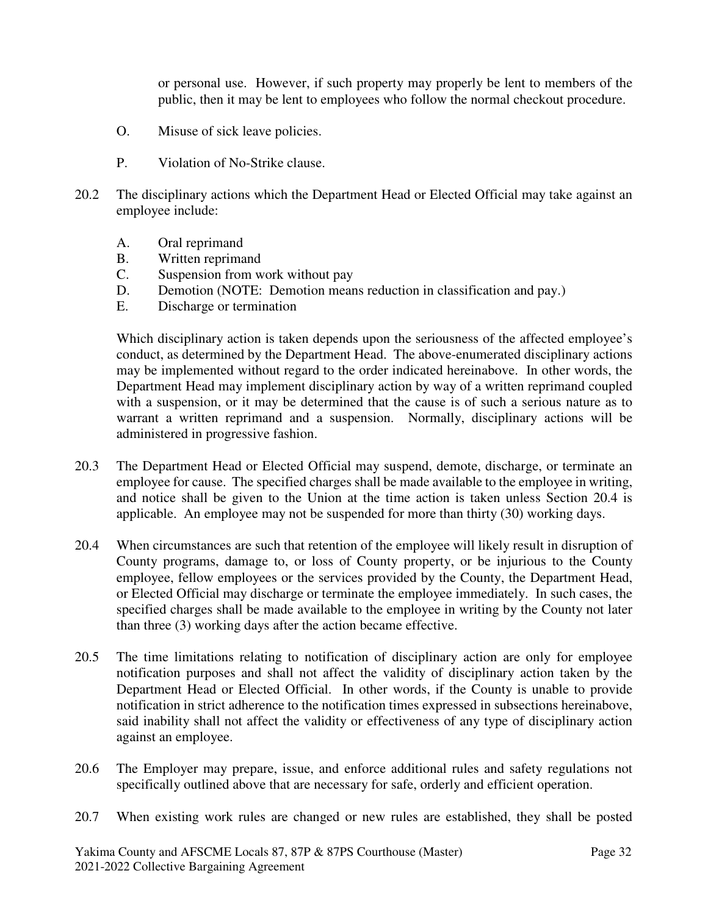or personal use. However, if such property may properly be lent to members of the public, then it may be lent to employees who follow the normal checkout procedure.

O. Misuse of sick leave policies.

P. Violation of No-Strike clause.

20.2 The disciplinary actions which the Department Head or Elected Official may take against an employee include:

A. Oral reprimand
B. Written reprimand
C. Suspension from work without pay
D. Demotion (NOTE: Demotion means reduction in classification and pay.)
E. Discharge or termination

Which disciplinary action is taken depends upon the seriousness of the affected employee's conduct, as determined by the Department Head. The above-enumerated disciplinary actions may be implemented without regard to the order indicated hereinabove. In other words, the Department Head may implement disciplinary action by way of a written reprimand coupled with a suspension, or it may be determined that the cause is of such a serious nature as to warrant a written reprimand and a suspension. Normally, disciplinary actions will be administered in progressive fashion.

20.3 The Department Head or Elected Official may suspend, demote, discharge, or terminate an employee for cause. The specified charges shall be made available to the employee in writing, and notice shall be given to the Union at the time action is taken unless Section 20.4 is applicable. An employee may not be suspended for more than thirty (30) working days.

20.4 When circumstances are such that retention of the employee will likely result in disruption of County programs, damage to, or loss of County property, or be injurious to the County employee, fellow employees or the services provided by the County, the Department Head, or Elected Official may discharge or terminate the employee immediately. In such cases, the specified charges shall be made available to the employee in writing by the County not later than three (3) working days after the action became effective.

20.5 The time limitations relating to notification of disciplinary action are only for employee notification purposes and shall not affect the validity of disciplinary action taken by the Department Head or Elected Official. In other words, if the County is unable to provide notification in strict adherence to the notification times expressed in subsections hereinabove, said inability shall not affect the validity or effectiveness of any type of disciplinary action against an employee.

20.6 The Employer may prepare, issue, and enforce additional rules and safety regulations not specifically outlined above that are necessary for safe, orderly and efficient operation.

20.7 When existing work rules are changed or new rules are established, they shall be posted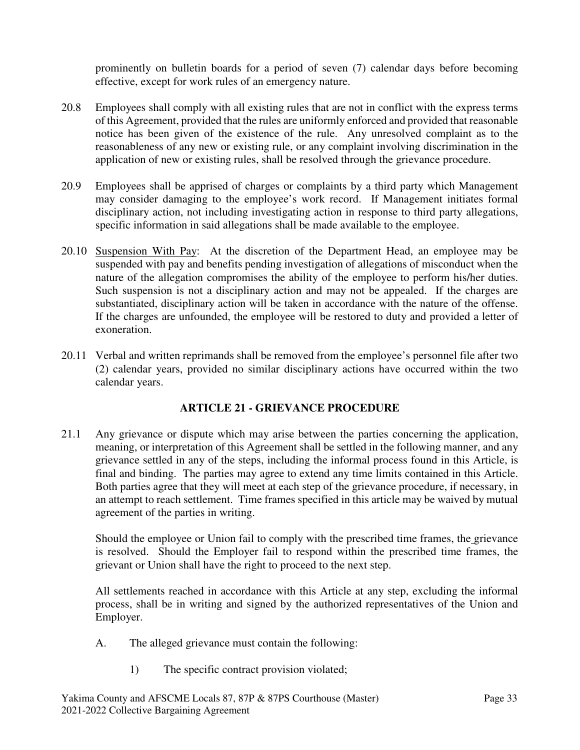prominently on bulletin boards for a period of seven (7) calendar days before becoming effective, except for work rules of an emergency nature.

20.8 Employees shall comply with all existing rules that are not in conflict with the express terms of this Agreement, provided that the rules are uniformly enforced and provided that reasonable notice has been given of the existence of the rule. Any unresolved complaint as to the reasonableness of any new or existing rule, or any complaint involving discrimination in the application of new or existing rules, shall be resolved through the grievance procedure.

20.9 Employees shall be apprised of charges or complaints by a third party which Management may consider damaging to the employee's work record. If Management initiates formal disciplinary action, not including investigating action in response to third party allegations, specific information in said allegations shall be made available to the employee.

20.10 Suspension With Pay: At the discretion of the Department Head, an employee may be suspended with pay and benefits pending investigation of allegations of misconduct when the nature of the allegation compromises the ability of the employee to perform his/her duties. Such suspension is not a disciplinary action and may not be appealed. If the charges are substantiated, disciplinary action will be taken in accordance with the nature of the offense. If the charges are unfounded, the employee will be restored to duty and provided a letter of exoneration.

20.11 Verbal and written reprimands shall be removed from the employee's personnel file after two (2) calendar years, provided no similar disciplinary actions have occurred within the two calendar years.

## ARTICLE 21 - GRIEVANCE PROCEDURE

21.1 Any grievance or dispute which may arise between the parties concerning the application, meaning, or interpretation of this Agreement shall be settled in the following manner, and any grievance settled in any of the steps, including the informal process found in this Article, is final and binding. The parties may agree to extend any time limits contained in this Article. Both parties agree that they will meet at each step of the grievance procedure, if necessary, in an attempt to reach settlement. Time frames specified in this article may be waived by mutual agreement of the parties in writing.

Should the employee or Union fail to comply with the prescribed time frames, the grievance is resolved. Should the Employer fail to respond within the prescribed time frames, the grievant or Union shall have the right to proceed to the next step.

All settlements reached in accordance with this Article at any step, excluding the informal process, shall be in writing and signed by the authorized representatives of the Union and Employer.

A. The alleged grievance must contain the following:

1) The specific contract provision violated;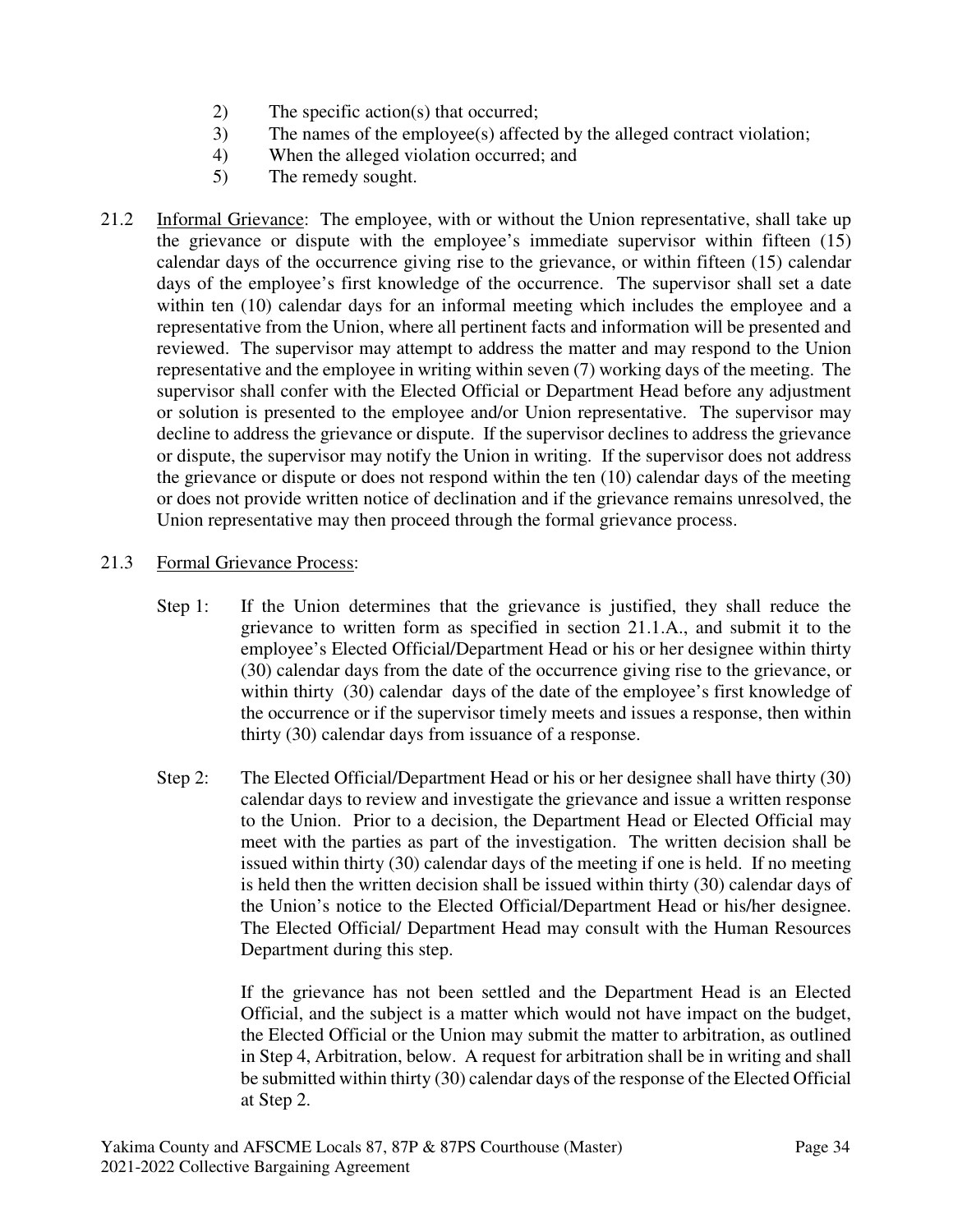2) The specific action(s) that occurred;
3) The names of the employee(s) affected by the alleged contract violation;
4) When the alleged violation occurred; and
5) The remedy sought.

21.2 Informal Grievance: The employee, with or without the Union representative, shall take up the grievance or dispute with the employee's immediate supervisor within fifteen (15) calendar days of the occurrence giving rise to the grievance, or within fifteen (15) calendar days of the employee's first knowledge of the occurrence. The supervisor shall set a date within ten (10) calendar days for an informal meeting which includes the employee and a representative from the Union, where all pertinent facts and information will be presented and reviewed. The supervisor may attempt to address the matter and may respond to the Union representative and the employee in writing within seven (7) working days of the meeting. The supervisor shall confer with the Elected Official or Department Head before any adjustment or solution is presented to the employee and/or Union representative. The supervisor may decline to address the grievance or dispute. If the supervisor declines to address the grievance or dispute, the supervisor may notify the Union in writing. If the supervisor does not address the grievance or dispute or does not respond within the ten (10) calendar days of the meeting or does not provide written notice of declination and if the grievance remains unresolved, the Union representative may then proceed through the formal grievance process.

21.3 Formal Grievance Process:

Step 1: If the Union determines that the grievance is justified, they shall reduce the grievance to written form as specified in section 21.1.A., and submit it to the employee's Elected Official/Department Head or his or her designee within thirty (30) calendar days from the date of the occurrence giving rise to the grievance, or within thirty (30) calendar days of the date of the employee's first knowledge of the occurrence or if the supervisor timely meets and issues a response, then within thirty (30) calendar days from issuance of a response.

Step 2: The Elected Official/Department Head or his or her designee shall have thirty (30) calendar days to review and investigate the grievance and issue a written response to the Union. Prior to a decision, the Department Head or Elected Official may meet with the parties as part of the investigation. The written decision shall be issued within thirty (30) calendar days of the meeting if one is held. If no meeting is held then the written decision shall be issued within thirty (30) calendar days of the Union's notice to the Elected Official/Department Head or his/her designee. The Elected Official/ Department Head may consult with the Human Resources Department during this step.

If the grievance has not been settled and the Department Head is an Elected Official, and the subject is a matter which would not have impact on the budget, the Elected Official or the Union may submit the matter to arbitration, as outlined in Step 4, Arbitration, below. A request for arbitration shall be in writing and shall be submitted within thirty (30) calendar days of the response of the Elected Official at Step 2.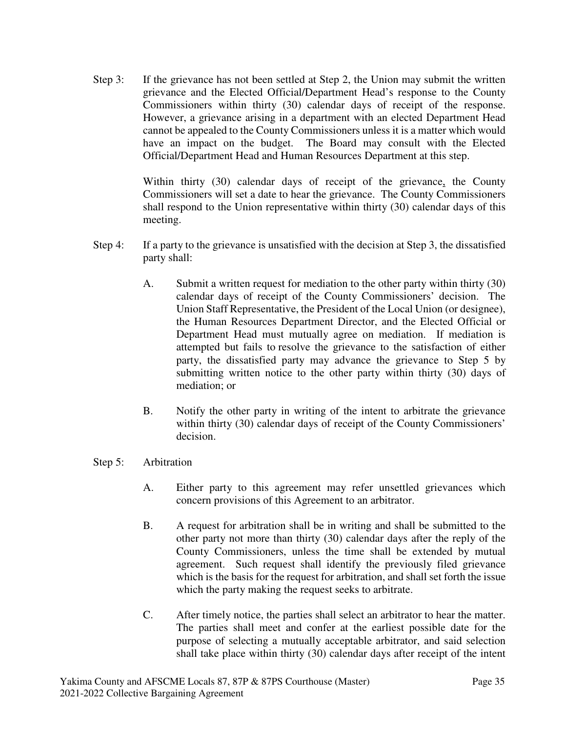Step 3: If the grievance has not been settled at Step 2, the Union may submit the written grievance and the Elected Official/Department Head's response to the County Commissioners within thirty (30) calendar days of receipt of the response. However, a grievance arising in a department with an elected Department Head cannot be appealed to the County Commissioners unless it is a matter which would have an impact on the budget. The Board may consult with the Elected Official/Department Head and Human Resources Department at this step.

Within thirty (30) calendar days of receipt of the grievance, the County Commissioners will set a date to hear the grievance. The County Commissioners shall respond to the Union representative within thirty (30) calendar days of this meeting.

Step 4: If a party to the grievance is unsatisfied with the decision at Step 3, the dissatisfied party shall:

A. Submit a written request for mediation to the other party within thirty (30) calendar days of receipt of the County Commissioners' decision. The Union Staff Representative, the President of the Local Union (or designee), the Human Resources Department Director, and the Elected Official or Department Head must mutually agree on mediation. If mediation is attempted but fails to resolve the grievance to the satisfaction of either party, the dissatisfied party may advance the grievance to Step 5 by submitting written notice to the other party within thirty (30) days of mediation; or

B. Notify the other party in writing of the intent to arbitrate the grievance within thirty (30) calendar days of receipt of the County Commissioners' decision.

Step 5: Arbitration

A. Either party to this agreement may refer unsettled grievances which concern provisions of this Agreement to an arbitrator.

B. A request for arbitration shall be in writing and shall be submitted to the other party not more than thirty (30) calendar days after the reply of the County Commissioners, unless the time shall be extended by mutual agreement. Such request shall identify the previously filed grievance which is the basis for the request for arbitration, and shall set forth the issue which the party making the request seeks to arbitrate.

C. After timely notice, the parties shall select an arbitrator to hear the matter. The parties shall meet and confer at the earliest possible date for the purpose of selecting a mutually acceptable arbitrator, and said selection shall take place within thirty (30) calendar days after receipt of the intent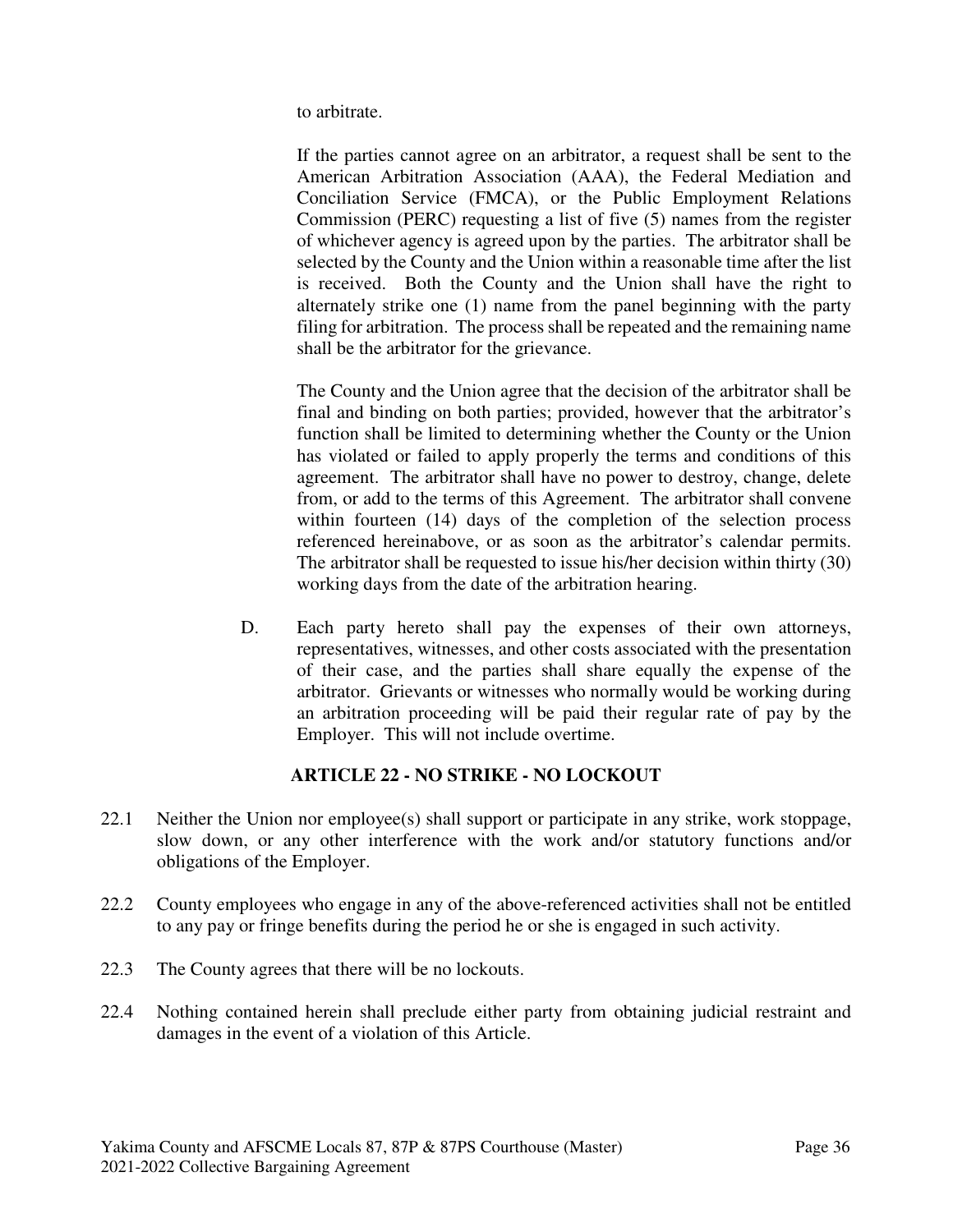to arbitrate.

If the parties cannot agree on an arbitrator, a request shall be sent to the American Arbitration Association (AAA), the Federal Mediation and Conciliation Service (FMCA), or the Public Employment Relations Commission (PERC) requesting a list of five (5) names from the register of whichever agency is agreed upon by the parties. The arbitrator shall be selected by the County and the Union within a reasonable time after the list is received. Both the County and the Union shall have the right to alternately strike one (1) name from the panel beginning with the party filing for arbitration. The process shall be repeated and the remaining name shall be the arbitrator for the grievance.

The County and the Union agree that the decision of the arbitrator shall be final and binding on both parties; provided, however that the arbitrator's function shall be limited to determining whether the County or the Union has violated or failed to apply properly the terms and conditions of this agreement. The arbitrator shall have no power to destroy, change, delete from, or add to the terms of this Agreement. The arbitrator shall convene within fourteen (14) days of the completion of the selection process referenced hereinabove, or as soon as the arbitrator's calendar permits. The arbitrator shall be requested to issue his/her decision within thirty (30) working days from the date of the arbitration hearing.

D. Each party hereto shall pay the expenses of their own attorneys, representatives, witnesses, and other costs associated with the presentation of their case, and the parties shall share equally the expense of the arbitrator. Grievants or witnesses who normally would be working during an arbitration proceeding will be paid their regular rate of pay by the Employer. This will not include overtime.

## ARTICLE 22 - NO STRIKE - NO LOCKOUT

22.1 Neither the Union nor employee(s) shall support or participate in any strike, work stoppage, slow down, or any other interference with the work and/or statutory functions and/or obligations of the Employer.

22.2 County employees who engage in any of the above-referenced activities shall not be entitled to any pay or fringe benefits during the period he or she is engaged in such activity.

22.3 The County agrees that there will be no lockouts.

22.4 Nothing contained herein shall preclude either party from obtaining judicial restraint and damages in the event of a violation of this Article.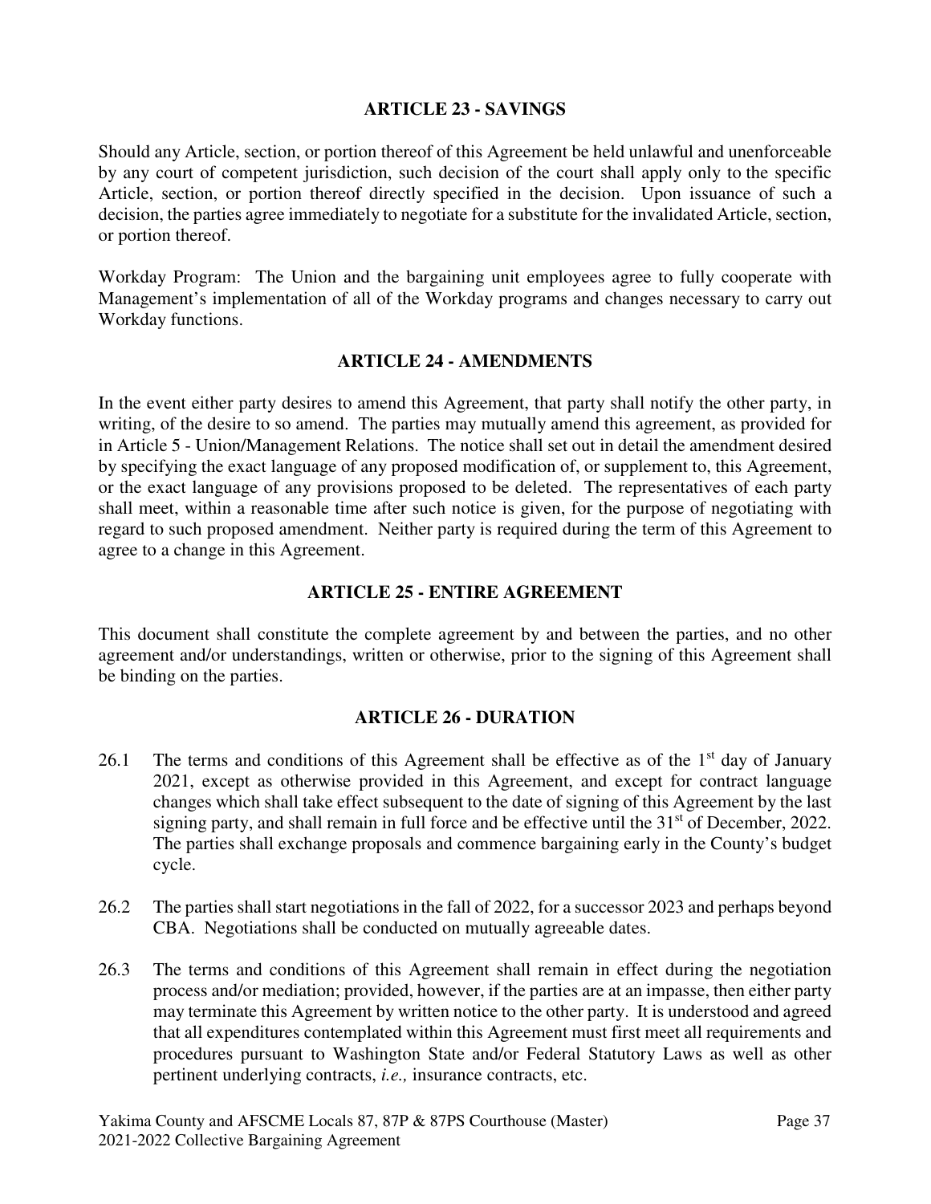## ARTICLE 23 - SAVINGS

Should any Article, section, or portion thereof of this Agreement be held unlawful and unenforceable by any court of competent jurisdiction, such decision of the court shall apply only to the specific Article, section, or portion thereof directly specified in the decision. Upon issuance of such a decision, the parties agree immediately to negotiate for a substitute for the invalidated Article, section, or portion thereof.

Workday Program: The Union and the bargaining unit employees agree to fully cooperate with Management's implementation of all of the Workday programs and changes necessary to carry out Workday functions.

## ARTICLE 24 - AMENDMENTS

In the event either party desires to amend this Agreement, that party shall notify the other party, in writing, of the desire to so amend. The parties may mutually amend this agreement, as provided for in Article 5 - Union/Management Relations. The notice shall set out in detail the amendment desired by specifying the exact language of any proposed modification of, or supplement to, this Agreement, or the exact language of any provisions proposed to be deleted. The representatives of each party shall meet, within a reasonable time after such notice is given, for the purpose of negotiating with regard to such proposed amendment. Neither party is required during the term of this Agreement to agree to a change in this Agreement.

## ARTICLE 25 - ENTIRE AGREEMENT

This document shall constitute the complete agreement by and between the parties, and no other agreement and/or understandings, written or otherwise, prior to the signing of this Agreement shall be binding on the parties.

## ARTICLE 26 - DURATION

26.1 The terms and conditions of this Agreement shall be effective as of the 1st day of January 2021, except as otherwise provided in this Agreement, and except for contract language changes which shall take effect subsequent to the date of signing of this Agreement by the last signing party, and shall remain in full force and be effective until the 31st of December, 2022. The parties shall exchange proposals and commence bargaining early in the County's budget cycle.

26.2 The parties shall start negotiations in the fall of 2022, for a successor 2023 and perhaps beyond CBA. Negotiations shall be conducted on mutually agreeable dates.

26.3 The terms and conditions of this Agreement shall remain in effect during the negotiation process and/or mediation; provided, however, if the parties are at an impasse, then either party may terminate this Agreement by written notice to the other party. It is understood and agreed that all expenditures contemplated within this Agreement must first meet all requirements and procedures pursuant to Washington State and/or Federal Statutory Laws as well as other pertinent underlying contracts, *i.e.,* insurance contracts, etc.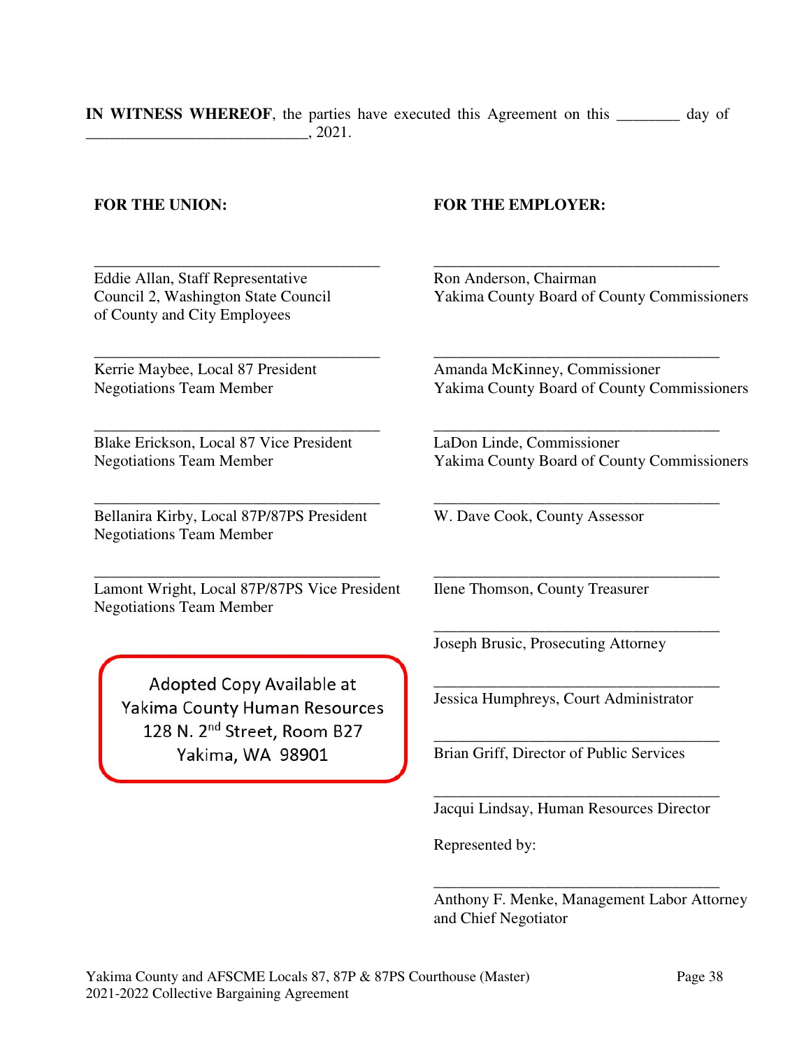**IN WITNESS WHEREOF**, the parties have executed this Agreement on this ________ day of ____________________________, 2021.

**FOR THE UNION:**

_____________________________________
Eddie Allan, Staff Representative
Council 2, Washington State Council
of County and City Employees

_____________________________________
Kerrie Maybee, Local 87 President
Negotiations Team Member

_____________________________________
Blake Erickson, Local 87 Vice President
Negotiations Team Member

_____________________________________
Bellanira Kirby, Local 87P/87PS President
Negotiations Team Member

_____________________________________
Lamont Wright, Local 87P/87PS Vice President
Negotiations Team Member

Adopted Copy Available at
Yakima County Human Resources
128 N. 2nd Street, Room B27
Yakima, WA 98901

**FOR THE EMPLOYER:**

_____________________________________
Ron Anderson, Chairman
Yakima County Board of County Commissioners

_____________________________________
Amanda McKinney, Commissioner
Yakima County Board of County Commissioners

_____________________________________
LaDon Linde, Commissioner
Yakima County Board of County Commissioners

_____________________________________
W. Dave Cook, County Assessor

_____________________________________
Ilene Thomson, County Treasurer

_____________________________________
Joseph Brusic, Prosecuting Attorney

_____________________________________
Jessica Humphreys, Court Administrator

_____________________________________
Brian Griff, Director of Public Services

_____________________________________
Jacqui Lindsay, Human Resources Director

Represented by:

_____________________________________
Anthony F. Menke, Management Labor Attorney
and Chief Negotiator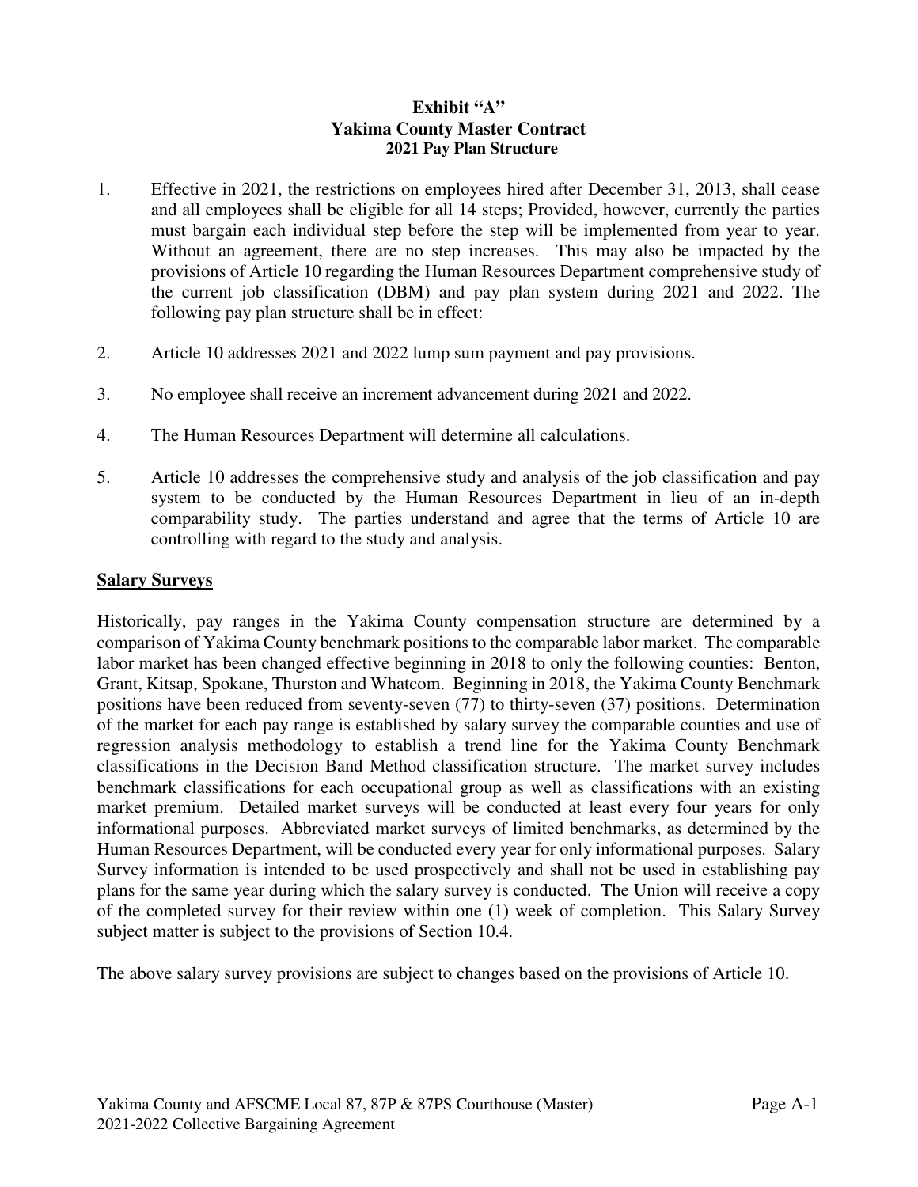# Exhibit "A"
## Yakima County Master Contract
### 2021 Pay Plan Structure

1. Effective in 2021, the restrictions on employees hired after December 31, 2013, shall cease and all employees shall be eligible for all 14 steps; Provided, however, currently the parties must bargain each individual step before the step will be implemented from year to year. Without an agreement, there are no step increases. This may also be impacted by the provisions of Article 10 regarding the Human Resources Department comprehensive study of the current job classification (DBM) and pay plan system during 2021 and 2022. The following pay plan structure shall be in effect:

2. Article 10 addresses 2021 and 2022 lump sum payment and pay provisions.

3. No employee shall receive an increment advancement during 2021 and 2022.

4. The Human Resources Department will determine all calculations.

5. Article 10 addresses the comprehensive study and analysis of the job classification and pay system to be conducted by the Human Resources Department in lieu of an in-depth comparability study. The parties understand and agree that the terms of Article 10 are controlling with regard to the study and analysis.

**Salary Surveys**

Historically, pay ranges in the Yakima County compensation structure are determined by a comparison of Yakima County benchmark positions to the comparable labor market. The comparable labor market has been changed effective beginning in 2018 to only the following counties: Benton, Grant, Kitsap, Spokane, Thurston and Whatcom. Beginning in 2018, the Yakima County Benchmark positions have been reduced from seventy-seven (77) to thirty-seven (37) positions. Determination of the market for each pay range is established by salary survey the comparable counties and use of regression analysis methodology to establish a trend line for the Yakima County Benchmark classifications in the Decision Band Method classification structure. The market survey includes benchmark classifications for each occupational group as well as classifications with an existing market premium. Detailed market surveys will be conducted at least every four years for only informational purposes. Abbreviated market surveys of limited benchmarks, as determined by the Human Resources Department, will be conducted every year for only informational purposes. Salary Survey information is intended to be used prospectively and shall not be used in establishing pay plans for the same year during which the salary survey is conducted. The Union will receive a copy of the completed survey for their review within one (1) week of completion. This Salary Survey subject matter is subject to the provisions of Section 10.4.

The above salary survey provisions are subject to changes based on the provisions of Article 10.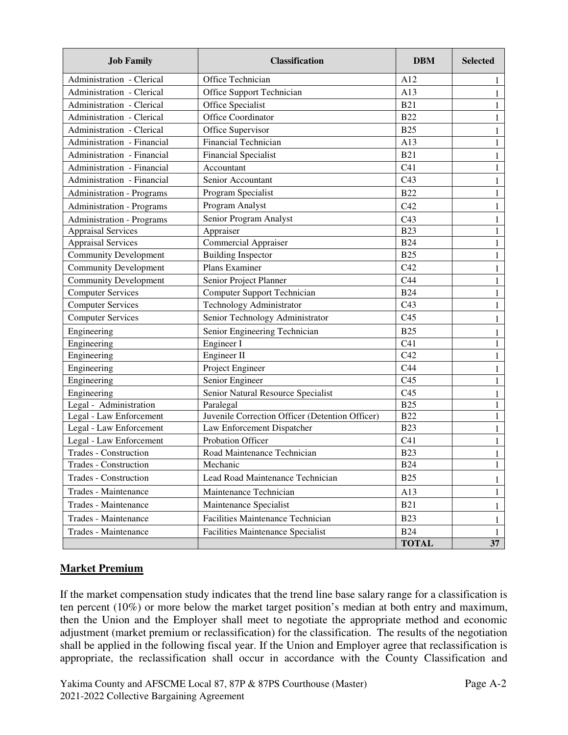| Job Family | Classification | DBM | Selected |
|---|---|---|---|
| Administration - Clerical | Office Technician | A12 | 1 |
| Administration - Clerical | Office Support Technician | A13 | 1 |
| Administration - Clerical | Office Specialist | B21 | 1 |
| Administration - Clerical | Office Coordinator | B22 | 1 |
| Administration - Clerical | Office Supervisor | B25 | 1 |
| Administration - Financial | Financial Technician | A13 | 1 |
| Administration - Financial | Financial Specialist | B21 | 1 |
| Administration - Financial | Accountant | C41 | 1 |
| Administration - Financial | Senior Accountant | C43 | 1 |
| Administration - Programs | Program Specialist | B22 | 1 |
| Administration - Programs | Program Analyst | C42 | 1 |
| Administration - Programs | Senior Program Analyst | C43 | 1 |
| Appraisal Services | Appraiser | B23 | 1 |
| Appraisal Services | Commercial Appraiser | B24 | 1 |
| Community Development | Building Inspector | B25 | 1 |
| Community Development | Plans Examiner | C42 | 1 |
| Community Development | Senior Project Planner | C44 | 1 |
| Computer Services | Computer Support Technician | B24 | 1 |
| Computer Services | Technology Administrator | C43 | 1 |
| Computer Services | Senior Technology Administrator | C45 | 1 |
| Engineering | Senior Engineering Technician | B25 | 1 |
| Engineering | Engineer I | C41 | 1 |
| Engineering | Engineer II | C42 | 1 |
| Engineering | Project Engineer | C44 | 1 |
| Engineering | Senior Engineer | C45 | 1 |
| Engineering | Senior Natural Resource Specialist | C45 | 1 |
| Legal - Administration | Paralegal | B25 | 1 |
| Legal - Law Enforcement | Juvenile Correction Officer (Detention Officer) | B22 | 1 |
| Legal - Law Enforcement | Law Enforcement Dispatcher | B23 | 1 |
| Legal - Law Enforcement | Probation Officer | C41 | 1 |
| Trades - Construction | Road Maintenance Technician | B23 | 1 |
| Trades - Construction | Mechanic | B24 | 1 |
| Trades - Construction | Lead Road Maintenance Technician | B25 | 1 |
| Trades - Maintenance | Maintenance Technician | A13 | 1 |
| Trades - Maintenance | Maintenance Specialist | B21 | 1 |
| Trades - Maintenance | Facilities Maintenance Technician | B23 | 1 |
| Trades - Maintenance | Facilities Maintenance Specialist | B24 | 1 |
| | | **TOTAL** | **37** |

## Market Premium

If the market compensation study indicates that the trend line base salary range for a classification is ten percent (10%) or more below the market target position's median at both entry and maximum, then the Union and the Employer shall meet to negotiate the appropriate method and economic adjustment (market premium or reclassification) for the classification. The results of the negotiation shall be applied in the following fiscal year. If the Union and Employer agree that reclassification is appropriate, the reclassification shall occur in accordance with the County Classification and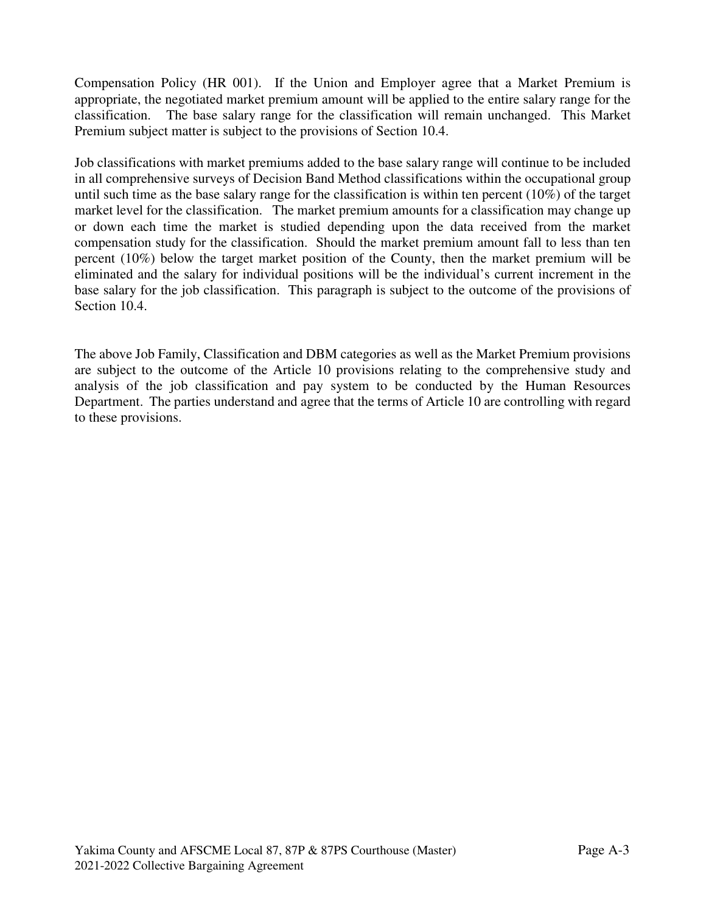Compensation Policy (HR 001). If the Union and Employer agree that a Market Premium is appropriate, the negotiated market premium amount will be applied to the entire salary range for the classification. The base salary range for the classification will remain unchanged. This Market Premium subject matter is subject to the provisions of Section 10.4.

Job classifications with market premiums added to the base salary range will continue to be included in all comprehensive surveys of Decision Band Method classifications within the occupational group until such time as the base salary range for the classification is within ten percent (10%) of the target market level for the classification. The market premium amounts for a classification may change up or down each time the market is studied depending upon the data received from the market compensation study for the classification. Should the market premium amount fall to less than ten percent (10%) below the target market position of the County, then the market premium will be eliminated and the salary for individual positions will be the individual's current increment in the base salary for the job classification. This paragraph is subject to the outcome of the provisions of Section 10.4.

The above Job Family, Classification and DBM categories as well as the Market Premium provisions are subject to the outcome of the Article 10 provisions relating to the comprehensive study and analysis of the job classification and pay system to be conducted by the Human Resources Department. The parties understand and agree that the terms of Article 10 are controlling with regard to these provisions.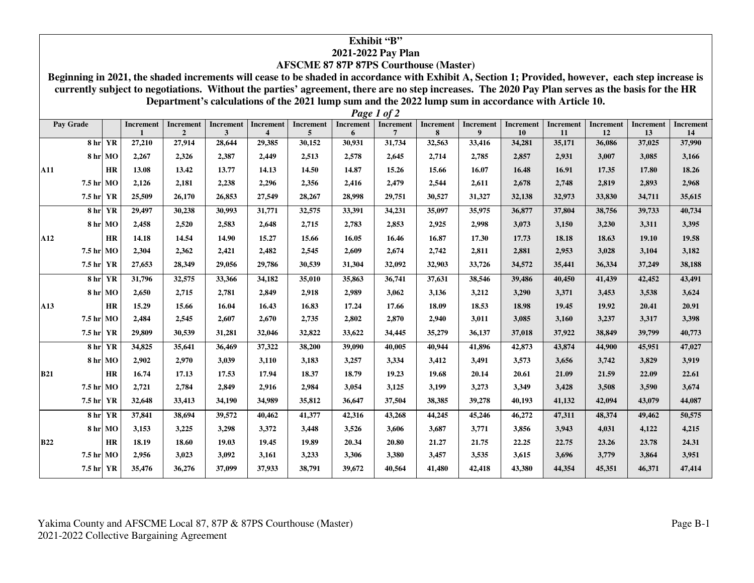**Exhibit "B"**

**2021-2022 Pay Plan**

**AFSCME 87 87P 87PS Courthouse (Master)**

**Beginning in 2021, the shaded increments will cease to be shaded in accordance with Exhibit A, Section 1; Provided, however, each step increase is currently subject to negotiations. Without the parties' agreement, there are no step increases. The 2020 Pay Plan serves as the basis for the HR Department's calculations of the 2021 lump sum and the 2022 lump sum in accordance with Article 10.**

***Page 1 of 2***

| Pay Grade | | | Increment 1 | Increment 2 | Increment 3 | Increment 4 | Increment 5 | Increment 6 | Increment 7 | Increment 8 | Increment 9 | Increment 10 | Increment 11 | Increment 12 | Increment 13 | Increment 14 |
|---|---|---|---|---|---|---|---|---|---|---|---|---|---|---|---|---|
| | 8 hr | YR | 27,210 | 27,914 | 28,644 | 29,385 | 30,152 | 30,931 | 31,734 | 32,563 | 33,416 | 34,281 | 35,171 | 36,086 | 37,025 | 37,990 |
| | 8 hr | MO | 2,267 | 2,326 | 2,387 | 2,449 | 2,513 | 2,578 | 2,645 | 2,714 | 2,785 | 2,857 | 2,931 | 3,007 | 3,085 | 3,166 |
| A11 | | HR | 13.08 | 13.42 | 13.77 | 14.13 | 14.50 | 14.87 | 15.26 | 15.66 | 16.07 | 16.48 | 16.91 | 17.35 | 17.80 | 18.26 |
| | 7.5 hr | MO | 2,126 | 2,181 | 2,238 | 2,296 | 2,356 | 2,416 | 2,479 | 2,544 | 2,611 | 2,678 | 2,748 | 2,819 | 2,893 | 2,968 |
| | 7.5 hr | YR | 25,509 | 26,170 | 26,853 | 27,549 | 28,267 | 28,998 | 29,751 | 30,527 | 31,327 | 32,138 | 32,973 | 33,830 | 34,711 | 35,615 |
| | 8 hr | YR | 29,497 | 30,238 | 30,993 | 31,771 | 32,575 | 33,391 | 34,231 | 35,097 | 35,975 | 36,877 | 37,804 | 38,756 | 39,733 | 40,734 |
| | 8 hr | MO | 2,458 | 2,520 | 2,583 | 2,648 | 2,715 | 2,783 | 2,853 | 2,925 | 2,998 | 3,073 | 3,150 | 3,230 | 3,311 | 3,395 |
| A12 | | HR | 14.18 | 14.54 | 14.90 | 15.27 | 15.66 | 16.05 | 16.46 | 16.87 | 17.30 | 17.73 | 18.18 | 18.63 | 19.10 | 19.58 |
| | 7.5 hr | MO | 2,304 | 2,362 | 2,421 | 2,482 | 2,545 | 2,609 | 2,674 | 2,742 | 2,811 | 2,881 | 2,953 | 3,028 | 3,104 | 3,182 |
| | 7.5 hr | YR | 27,653 | 28,349 | 29,056 | 29,786 | 30,539 | 31,304 | 32,092 | 32,903 | 33,726 | 34,572 | 35,441 | 36,334 | 37,249 | 38,188 |
| | 8 hr | YR | 31,796 | 32,575 | 33,366 | 34,182 | 35,010 | 35,863 | 36,741 | 37,631 | 38,546 | 39,486 | 40,450 | 41,439 | 42,452 | 43,491 |
| | 8 hr | MO | 2,650 | 2,715 | 2,781 | 2,849 | 2,918 | 2,989 | 3,062 | 3,136 | 3,212 | 3,290 | 3,371 | 3,453 | 3,538 | 3,624 |
| A13 | | HR | 15.29 | 15.66 | 16.04 | 16.43 | 16.83 | 17.24 | 17.66 | 18.09 | 18.53 | 18.98 | 19.45 | 19.92 | 20.41 | 20.91 |
| | 7.5 hr | MO | 2,484 | 2,545 | 2,607 | 2,670 | 2,735 | 2,802 | 2,870 | 2,940 | 3,011 | 3,085 | 3,160 | 3,237 | 3,317 | 3,398 |
| | 7.5 hr | YR | 29,809 | 30,539 | 31,281 | 32,046 | 32,822 | 33,622 | 34,445 | 35,279 | 36,137 | 37,018 | 37,922 | 38,849 | 39,799 | 40,773 |
| | 8 hr | YR | 34,825 | 35,641 | 36,469 | 37,322 | 38,200 | 39,090 | 40,005 | 40,944 | 41,896 | 42,873 | 43,874 | 44,900 | 45,951 | 47,027 |
| | 8 hr | MO | 2,902 | 2,970 | 3,039 | 3,110 | 3,183 | 3,257 | 3,334 | 3,412 | 3,491 | 3,573 | 3,656 | 3,742 | 3,829 | 3,919 |
| B21 | | HR | 16.74 | 17.13 | 17.53 | 17.94 | 18.37 | 18.79 | 19.23 | 19.68 | 20.14 | 20.61 | 21.09 | 21.59 | 22.09 | 22.61 |
| | 7.5 hr | MO | 2,721 | 2,784 | 2,849 | 2,916 | 2,984 | 3,054 | 3,125 | 3,199 | 3,273 | 3,349 | 3,428 | 3,508 | 3,590 | 3,674 |
| | 7.5 hr | YR | 32,648 | 33,413 | 34,190 | 34,989 | 35,812 | 36,647 | 37,504 | 38,385 | 39,278 | 40,193 | 41,132 | 42,094 | 43,079 | 44,087 |
| | 8 hr | YR | 37,841 | 38,694 | 39,572 | 40,462 | 41,377 | 42,316 | 43,268 | 44,245 | 45,246 | 46,272 | 47,311 | 48,374 | 49,462 | 50,575 |
| | 8 hr | MO | 3,153 | 3,225 | 3,298 | 3,372 | 3,448 | 3,526 | 3,606 | 3,687 | 3,771 | 3,856 | 3,943 | 4,031 | 4,122 | 4,215 |
| B22 | | HR | 18.19 | 18.60 | 19.03 | 19.45 | 19.89 | 20.34 | 20.80 | 21.27 | 21.75 | 22.25 | 22.75 | 23.26 | 23.78 | 24.31 |
| | 7.5 hr | MO | 2,956 | 3,023 | 3,092 | 3,161 | 3,233 | 3,306 | 3,380 | 3,457 | 3,535 | 3,615 | 3,696 | 3,779 | 3,864 | 3,951 |
| | 7.5 hr | YR | 35,476 | 36,276 | 37,099 | 37,933 | 38,791 | 39,672 | 40,564 | 41,480 | 42,418 | 43,380 | 44,354 | 45,351 | 46,371 | 47,414 |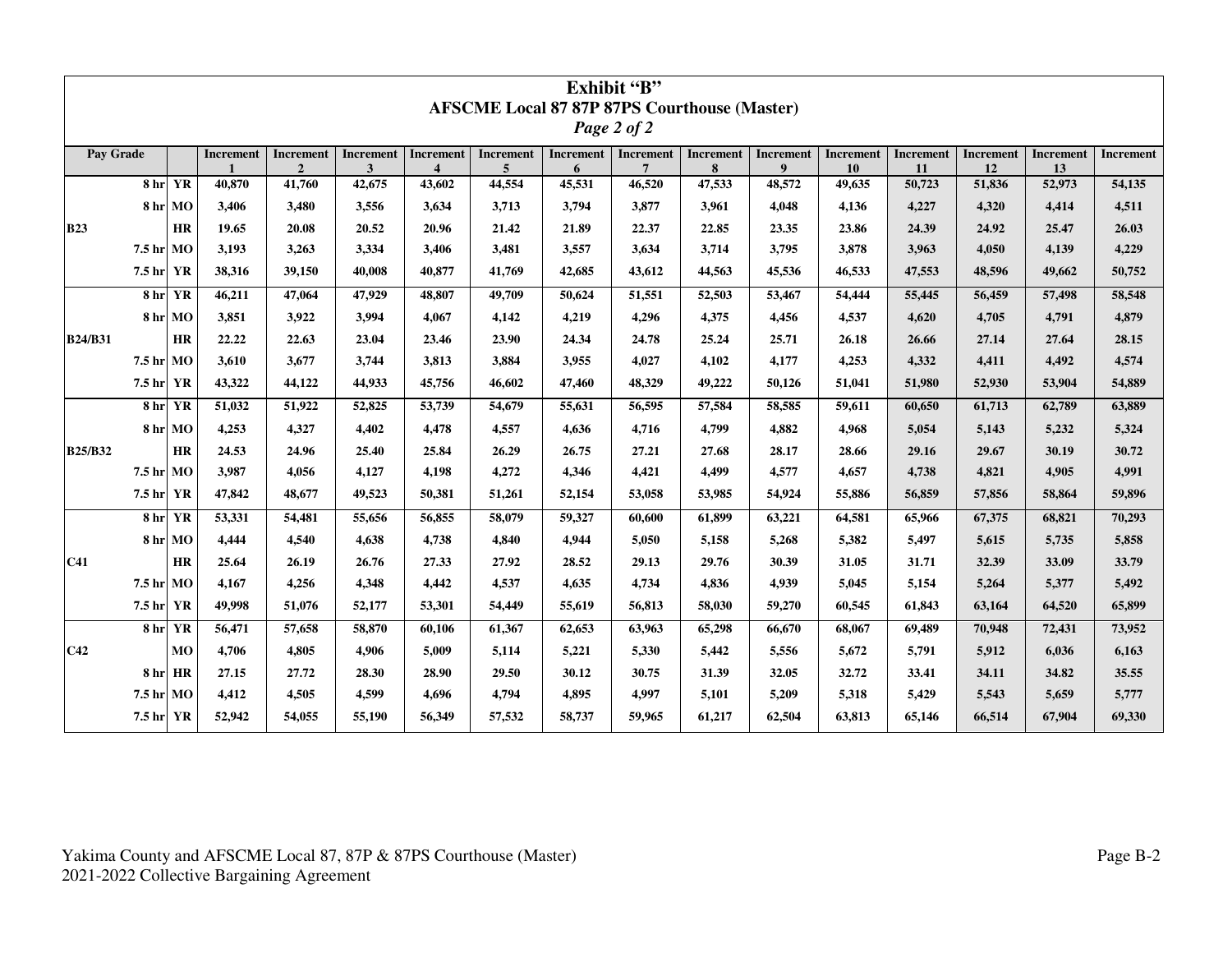# Exhibit "B"

## AFSCME Local 87 87P 87PS Courthouse (Master)

*Page 2 of 2*

| Pay Grade | | | Increment 1 | Increment 2 | Increment 3 | Increment 4 | Increment 5 | Increment 6 | Increment 7 | Increment 8 | Increment 9 | Increment 10 | Increment 11 | Increment 12 | Increment 13 | Increment |
|---|---|---|---|---|---|---|---|---|---|---|---|---|---|---|---|---|
| | 8 hr | YR | 40,870 | 41,760 | 42,675 | 43,602 | 44,554 | 45,531 | 46,520 | 47,533 | 48,572 | 49,635 | 50,723 | 51,836 | 52,973 | 54,135 |
| | 8 hr | MO | 3,406 | 3,480 | 3,556 | 3,634 | 3,713 | 3,794 | 3,877 | 3,961 | 4,048 | 4,136 | 4,227 | 4,320 | 4,414 | 4,511 |
| B23 | | HR | 19.65 | 20.08 | 20.52 | 20.96 | 21.42 | 21.89 | 22.37 | 22.85 | 23.35 | 23.86 | 24.39 | 24.92 | 25.47 | 26.03 |
| | 7.5 hr | MO | 3,193 | 3,263 | 3,334 | 3,406 | 3,481 | 3,557 | 3,634 | 3,714 | 3,795 | 3,878 | 3,963 | 4,050 | 4,139 | 4,229 |
| | 7.5 hr | YR | 38,316 | 39,150 | 40,008 | 40,877 | 41,769 | 42,685 | 43,612 | 44,563 | 45,536 | 46,533 | 47,553 | 48,596 | 49,662 | 50,752 |
| | 8 hr | YR | 46,211 | 47,064 | 47,929 | 48,807 | 49,709 | 50,624 | 51,551 | 52,503 | 53,467 | 54,444 | 55,445 | 56,459 | 57,498 | 58,548 |
| | 8 hr | MO | 3,851 | 3,922 | 3,994 | 4,067 | 4,142 | 4,219 | 4,296 | 4,375 | 4,456 | 4,537 | 4,620 | 4,705 | 4,791 | 4,879 |
| B24/B31 | | HR | 22.22 | 22.63 | 23.04 | 23.46 | 23.90 | 24.34 | 24.78 | 25.24 | 25.71 | 26.18 | 26.66 | 27.14 | 27.64 | 28.15 |
| | 7.5 hr | MO | 3,610 | 3,677 | 3,744 | 3,813 | 3,884 | 3,955 | 4,027 | 4,102 | 4,177 | 4,253 | 4,332 | 4,411 | 4,492 | 4,574 |
| | 7.5 hr | YR | 43,322 | 44,122 | 44,933 | 45,756 | 46,602 | 47,460 | 48,329 | 49,222 | 50,126 | 51,041 | 51,980 | 52,930 | 53,904 | 54,889 |
| | 8 hr | YR | 51,032 | 51,922 | 52,825 | 53,739 | 54,679 | 55,631 | 56,595 | 57,584 | 58,585 | 59,611 | 60,650 | 61,713 | 62,789 | 63,889 |
| | 8 hr | MO | 4,253 | 4,327 | 4,402 | 4,478 | 4,557 | 4,636 | 4,716 | 4,799 | 4,882 | 4,968 | 5,054 | 5,143 | 5,232 | 5,324 |
| B25/B32 | | HR | 24.53 | 24.96 | 25.40 | 25.84 | 26.29 | 26.75 | 27.21 | 27.68 | 28.17 | 28.66 | 29.16 | 29.67 | 30.19 | 30.72 |
| | 7.5 hr | MO | 3,987 | 4,056 | 4,127 | 4,198 | 4,272 | 4,346 | 4,421 | 4,499 | 4,577 | 4,657 | 4,738 | 4,821 | 4,905 | 4,991 |
| | 7.5 hr | YR | 47,842 | 48,677 | 49,523 | 50,381 | 51,261 | 52,154 | 53,058 | 53,985 | 54,924 | 55,886 | 56,859 | 57,856 | 58,864 | 59,896 |
| | 8 hr | YR | 53,331 | 54,481 | 55,656 | 56,855 | 58,079 | 59,327 | 60,600 | 61,899 | 63,221 | 64,581 | 65,966 | 67,375 | 68,821 | 70,293 |
| | 8 hr | MO | 4,444 | 4,540 | 4,638 | 4,738 | 4,840 | 4,944 | 5,050 | 5,158 | 5,268 | 5,382 | 5,497 | 5,615 | 5,735 | 5,858 |
| C41 | | HR | 25.64 | 26.19 | 26.76 | 27.33 | 27.92 | 28.52 | 29.13 | 29.76 | 30.39 | 31.05 | 31.71 | 32.39 | 33.09 | 33.79 |
| | 7.5 hr | MO | 4,167 | 4,256 | 4,348 | 4,442 | 4,537 | 4,635 | 4,734 | 4,836 | 4,939 | 5,045 | 5,154 | 5,264 | 5,377 | 5,492 |
| | 7.5 hr | YR | 49,998 | 51,076 | 52,177 | 53,301 | 54,449 | 55,619 | 56,813 | 58,030 | 59,270 | 60,545 | 61,843 | 63,164 | 64,520 | 65,899 |
| | 8 hr | YR | 56,471 | 57,658 | 58,870 | 60,106 | 61,367 | 62,653 | 63,963 | 65,298 | 66,670 | 68,067 | 69,489 | 70,948 | 72,431 | 73,952 |
| C42 | | MO | 4,706 | 4,805 | 4,906 | 5,009 | 5,114 | 5,221 | 5,330 | 5,442 | 5,556 | 5,672 | 5,791 | 5,912 | 6,036 | 6,163 |
| | 8 hr | HR | 27.15 | 27.72 | 28.30 | 28.90 | 29.50 | 30.12 | 30.75 | 31.39 | 32.05 | 32.72 | 33.41 | 34.11 | 34.82 | 35.55 |
| | 7.5 hr | MO | 4,412 | 4,505 | 4,599 | 4,696 | 4,794 | 4,895 | 4,997 | 5,101 | 5,209 | 5,318 | 5,429 | 5,543 | 5,659 | 5,777 |
| | 7.5 hr | YR | 52,942 | 54,055 | 55,190 | 56,349 | 57,532 | 58,737 | 59,965 | 61,217 | 62,504 | 63,813 | 65,146 | 66,514 | 67,904 | 69,330 |

Yakima County and AFSCME Local 87, 87P & 87PS Courthouse (Master)
2021-2022 Collective Bargaining Agreement